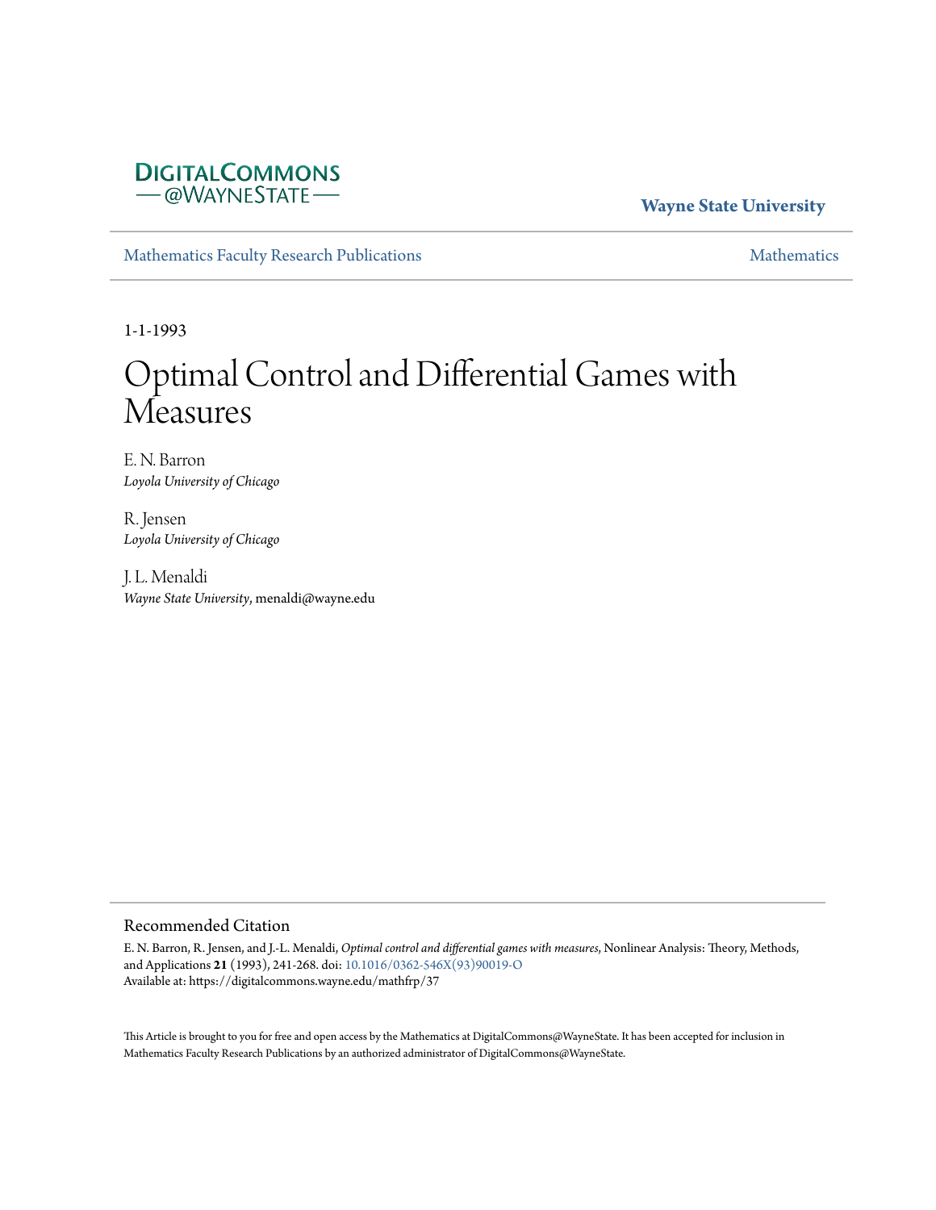DIGITALCOMMONS
— @WAYNESTATE —

**Wayne State University**

Mathematics Faculty Research Publications | Mathematics

1-1-1993

# Optimal Control and Differential Games with Measures

E. N. Barron
*Loyola University of Chicago*

R. Jensen
*Loyola University of Chicago*

J. L. Menaldi
*Wayne State University*, menaldi@wayne.edu

## Recommended Citation

E. N. Barron, R. Jensen, and J.-L. Menaldi, *Optimal control and differential games with measures*, Nonlinear Analysis: Theory, Methods, and Applications **21** (1993), 241-268. doi: 10.1016/0362-546X(93)90019-O
Available at: https://digitalcommons.wayne.edu/mathfrp/37

This Article is brought to you for free and open access by the Mathematics at DigitalCommons@WayneState. It has been accepted for inclusion in Mathematics Faculty Research Publications by an authorized administrator of DigitalCommons@WayneState.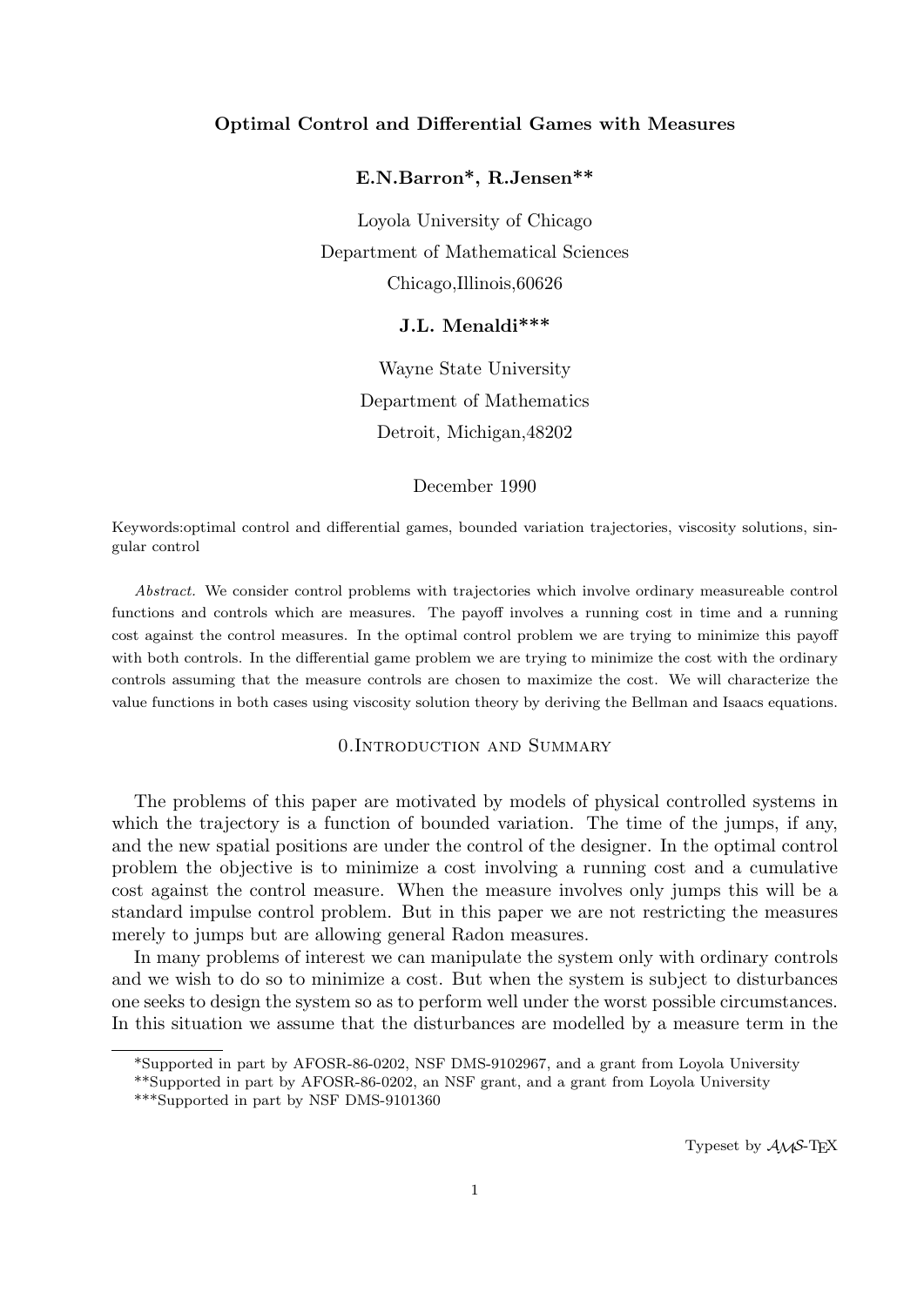**Optimal Control and Differential Games with Measures**

**E.N.Barron\*, R.Jensen\*\***

Loyola University of Chicago

Department of Mathematical Sciences

Chicago,Illinois,60626

**J.L. Menaldi\*\*\***

Wayne State University

Department of Mathematics

Detroit, Michigan,48202

December 1990

Keywords:optimal control and differential games, bounded variation trajectories, viscosity solutions, singular control

*Abstract.* We consider control problems with trajectories which involve ordinary measureable control functions and controls which are measures. The payoff involves a running cost in time and a running cost against the control measures. In the optimal control problem we are trying to minimize this payoff with both controls. In the differential game problem we are trying to minimize the cost with the ordinary controls assuming that the measure controls are chosen to maximize the cost. We will characterize the value functions in both cases using viscosity solution theory by deriving the Bellman and Isaacs equations.

## 0.Introduction and Summary

The problems of this paper are motivated by models of physical controlled systems in which the trajectory is a function of bounded variation. The time of the jumps, if any, and the new spatial positions are under the control of the designer. In the optimal control problem the objective is to minimize a cost involving a running cost and a cumulative cost against the control measure. When the measure involves only jumps this will be a standard impulse control problem. But in this paper we are not restricting the measures merely to jumps but are allowing general Radon measures.

In many problems of interest we can manipulate the system only with ordinary controls and we wish to do so to minimize a cost. But when the system is subject to disturbances one seeks to design the system so as to perform well under the worst possible circumstances. In this situation we assume that the disturbances are modelled by a measure term in the

\*Supported in part by AFOSR-86-0202, NSF DMS-9102967, and a grant from Loyola University

\*\*Supported in part by AFOSR-86-0202, an NSF grant, and a grant from Loyola University

\*\*\*Supported in part by NSF DMS-9101360

Typeset by $\mathcal{AMS}$-TEX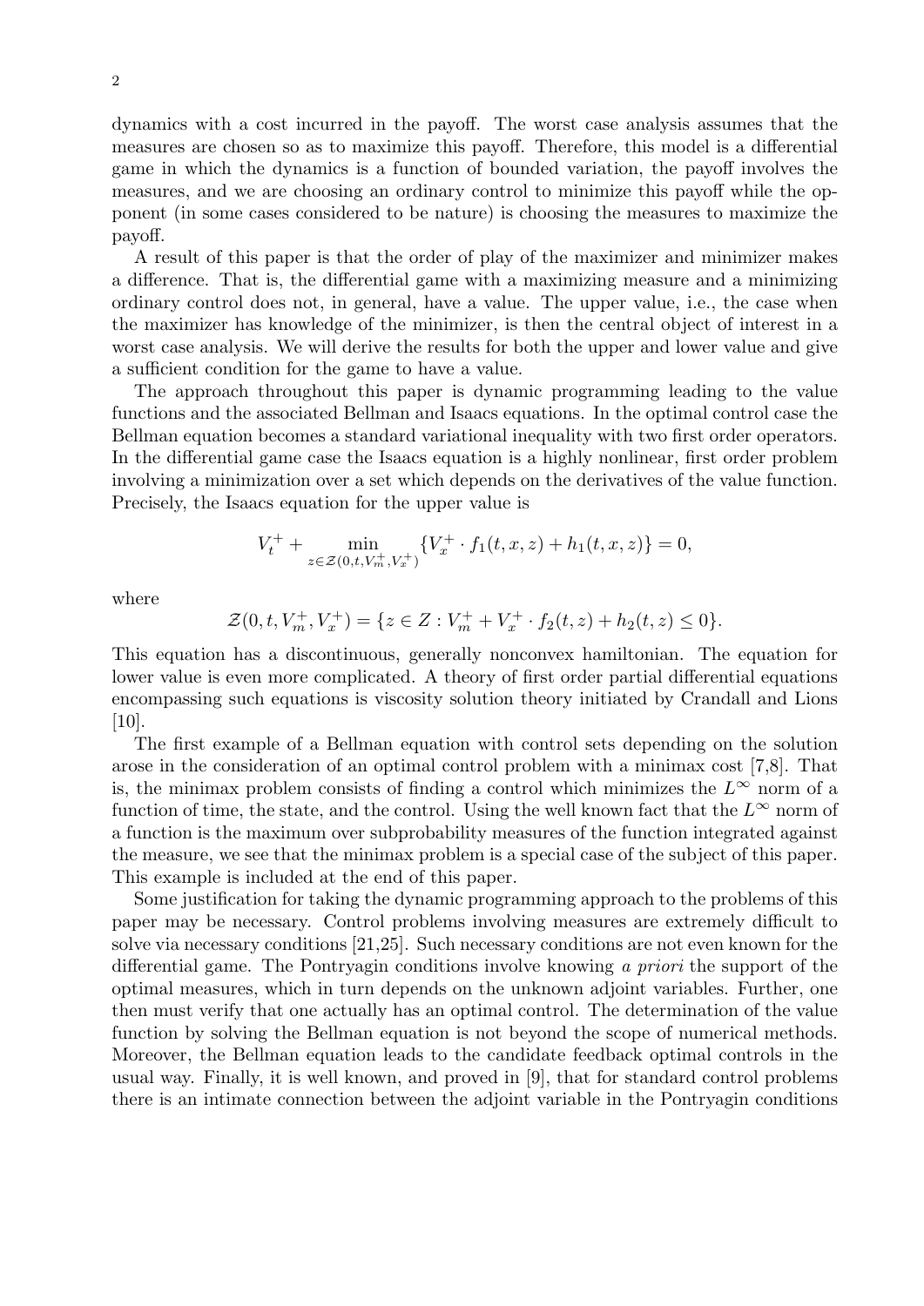dynamics with a cost incurred in the payoff. The worst case analysis assumes that the measures are chosen so as to maximize this payoff. Therefore, this model is a differential game in which the dynamics is a function of bounded variation, the payoff involves the measures, and we are choosing an ordinary control to minimize this payoff while the opponent (in some cases considered to be nature) is choosing the measures to maximize the payoff.

A result of this paper is that the order of play of the maximizer and minimizer makes a difference. That is, the differential game with a maximizing measure and a minimizing ordinary control does not, in general, have a value. The upper value, i.e., the case when the maximizer has knowledge of the minimizer, is then the central object of interest in a worst case analysis. We will derive the results for both the upper and lower value and give a sufficient condition for the game to have a value.

The approach throughout this paper is dynamic programming leading to the value functions and the associated Bellman and Isaacs equations. In the optimal control case the Bellman equation becomes a standard variational inequality with two first order operators. In the differential game case the Isaacs equation is a highly nonlinear, first order problem involving a minimization over a set which depends on the derivatives of the value function. Precisely, the Isaacs equation for the upper value is

$$V_t^+ + \min_{z \in \mathcal{Z}(0,t,V_m^+,V_x^+)} \{V_x^+ \cdot f_1(t,x,z) + h_1(t,x,z)\} = 0,$$

where

$$\mathcal{Z}(0,t,V_m^+,V_x^+) = \{z \in Z : V_m^+ + V_x^+ \cdot f_2(t,z) + h_2(t,z) \leq 0\}.$$

This equation has a discontinuous, generally nonconvex hamiltonian. The equation for lower value is even more complicated. A theory of first order partial differential equations encompassing such equations is viscosity solution theory initiated by Crandall and Lions [10].

The first example of a Bellman equation with control sets depending on the solution arose in the consideration of an optimal control problem with a minimax cost [7,8]. That is, the minimax problem consists of finding a control which minimizes the $L^\infty$ norm of a function of time, the state, and the control. Using the well known fact that the $L^\infty$ norm of a function is the maximum over subprobability measures of the function integrated against the measure, we see that the minimax problem is a special case of the subject of this paper. This example is included at the end of this paper.

Some justification for taking the dynamic programming approach to the problems of this paper may be necessary. Control problems involving measures are extremely difficult to solve via necessary conditions [21,25]. Such necessary conditions are not even known for the differential game. The Pontryagin conditions involve knowing *a priori* the support of the optimal measures, which in turn depends on the unknown adjoint variables. Further, one then must verify that one actually has an optimal control. The determination of the value function by solving the Bellman equation is not beyond the scope of numerical methods. Moreover, the Bellman equation leads to the candidate feedback optimal controls in the usual way. Finally, it is well known, and proved in [9], that for standard control problems there is an intimate connection between the adjoint variable in the Pontryagin conditions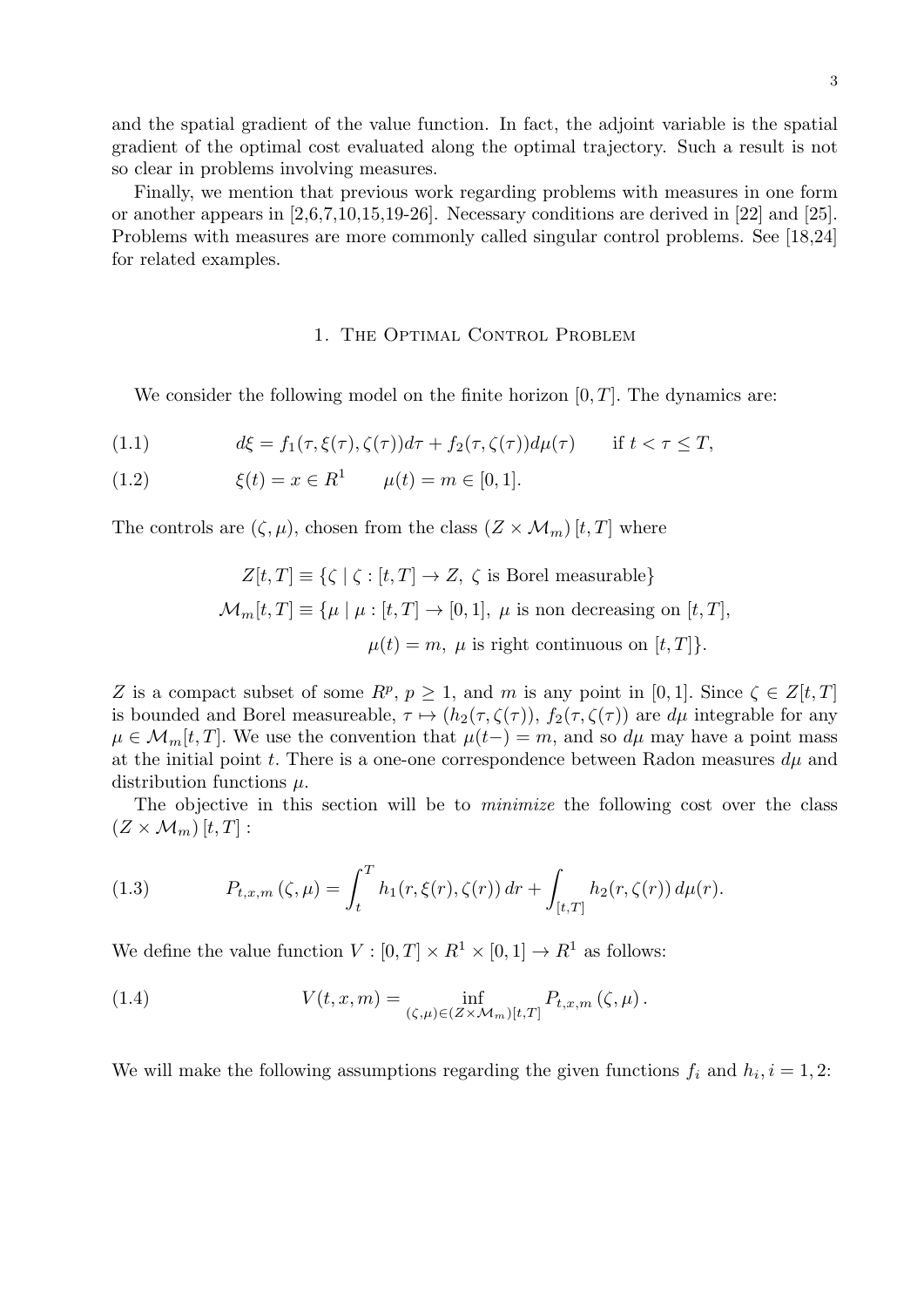and the spatial gradient of the value function. In fact, the adjoint variable is the spatial gradient of the optimal cost evaluated along the optimal trajectory. Such a result is not so clear in problems involving measures.

Finally, we mention that previous work regarding problems with measures in one form or another appears in [2,6,7,10,15,19-26]. Necessary conditions are derived in [22] and [25]. Problems with measures are more commonly called singular control problems. See [18,24] for related examples.

## 1. The Optimal Control Problem

We consider the following model on the finite horizon $[0, T]$. The dynamics are:

$$d\xi = f_1(\tau, \xi(\tau), \zeta(\tau))d\tau + f_2(\tau, \zeta(\tau))d\mu(\tau) \qquad \text{if } t < \tau \le T, \tag{1.1}$$

$$\xi(t) = x \in R^1 \qquad \mu(t) = m \in [0,1]. \tag{1.2}$$

The controls are $(\zeta, \mu)$, chosen from the class $(Z \times \mathcal{M}_m)[t, T]$ where

$$Z[t,T] \equiv \{\zeta \mid \zeta : [t,T] \to Z,\ \zeta \text{ is Borel measurable}\}$$
$$\mathcal{M}_m[t,T] \equiv \{\mu \mid \mu : [t,T] \to [0,1],\ \mu \text{ is non decreasing on } [t,T],$$
$$\mu(t) = m,\ \mu \text{ is right continuous on } [t,T]\}.$$

$Z$ is a compact subset of some $R^p$, $p \ge 1$, and $m$ is any point in $[0, 1]$. Since $\zeta \in Z[t, T]$ is bounded and Borel measureable, $\tau \mapsto (h_2(\tau, \zeta(\tau)),\ f_2(\tau, \zeta(\tau))$ are $d\mu$ integrable for any $\mu \in \mathcal{M}_m[t, T]$. We use the convention that $\mu(t-) = m$, and so $d\mu$ may have a point mass at the initial point $t$. There is a one-one correspondence between Radon measures $d\mu$ and distribution functions $\mu$.

The objective in this section will be to *minimize* the following cost over the class $(Z \times \mathcal{M}_m)[t, T]$ :

$$P_{t,x,m}(\zeta, \mu) = \int_t^T h_1(r, \xi(r), \zeta(r))\, dr + \int_{[t,T]} h_2(r, \zeta(r))\, d\mu(r). \tag{1.3}$$

We define the value function $V : [0, T] \times R^1 \times [0, 1] \to R^1$ as follows:

$$V(t,x,m) = \inf_{(\zeta,\mu) \in (Z \times \mathcal{M}_m)[t,T]} P_{t,x,m}(\zeta, \mu). \tag{1.4}$$

We will make the following assumptions regarding the given functions $f_i$ and $h_i$, $i = 1, 2$: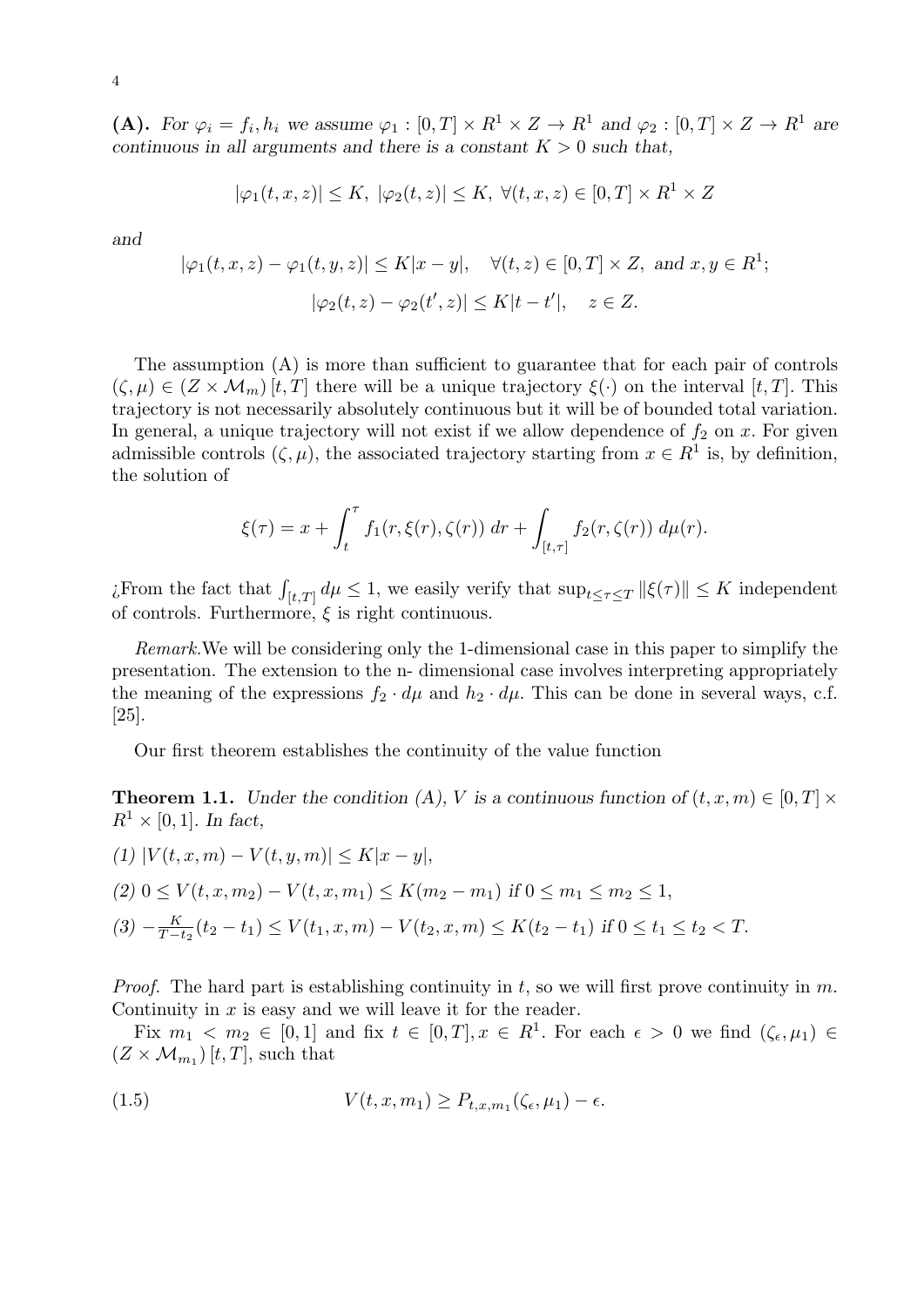**(A).** *For $\varphi_i = f_i, h_i$ we assume $\varphi_1 : [0,T] \times R^1 \times Z \to R^1$ and $\varphi_2 : [0,T] \times Z \to R^1$ are continuous in all arguments and there is a constant $K > 0$ such that,*

$$|\varphi_1(t,x,z)| \le K,\ |\varphi_2(t,z)| \le K,\ \forall (t,x,z) \in [0,T] \times R^1 \times Z$$

*and*

$$|\varphi_1(t,x,z) - \varphi_1(t,y,z)| \le K|x-y|, \quad \forall (t,z) \in [0,T] \times Z, \text{ and } x, y \in R^1;$$

$$|\varphi_2(t,z) - \varphi_2(t',z)| \le K|t-t'|, \quad z \in Z.$$

The assumption (A) is more than sufficient to guarantee that for each pair of controls $(\zeta, \mu) \in (Z \times \mathcal{M}_m)[t,T]$ there will be a unique trajectory $\xi(\cdot)$ on the interval $[t,T]$. This trajectory is not necessarily absolutely continuous but it will be of bounded total variation. In general, a unique trajectory will not exist if we allow dependence of $f_2$ on $x$. For given admissible controls $(\zeta, \mu)$, the associated trajectory starting from $x \in R^1$ is, by definition, the solution of

$$\xi(\tau) = x + \int_t^\tau f_1(r, \xi(r), \zeta(r))\, dr + \int_{[t,\tau]} f_2(r, \zeta(r))\, d\mu(r).$$

¿From the fact that $\int_{[t,T]} d\mu \le 1$, we easily verify that $\sup_{t \le \tau \le T} \|\xi(\tau)\| \le K$ independent of controls. Furthermore, $\xi$ is right continuous.

*Remark.*We will be considering only the 1-dimensional case in this paper to simplify the presentation. The extension to the n- dimensional case involves interpreting appropriately the meaning of the expressions $f_2 \cdot d\mu$ and $h_2 \cdot d\mu$. This can be done in several ways, c.f. [25].

Our first theorem establishes the continuity of the value function

**Theorem 1.1.** *Under the condition (A), $V$ is a continuous function of $(t,x,m) \in [0,T] \times R^1 \times [0,1]$. In fact,*

*(1) $|V(t,x,m) - V(t,y,m)| \le K|x-y|$,*

*(2) $0 \le V(t,x,m_2) - V(t,x,m_1) \le K(m_2 - m_1)$ if $0 \le m_1 \le m_2 \le 1$,*

*(3) $-\frac{K}{T-t_2}(t_2 - t_1) \le V(t_1,x,m) - V(t_2,x,m) \le K(t_2 - t_1)$ if $0 \le t_1 \le t_2 < T$.*

*Proof.* The hard part is establishing continuity in $t$, so we will first prove continuity in $m$. Continuity in $x$ is easy and we will leave it for the reader.

Fix $m_1 < m_2 \in [0,1]$ and fix $t \in [0,T], x \in R^1$. For each $\epsilon > 0$ we find $(\zeta_\epsilon, \mu_1) \in (Z \times \mathcal{M}_{m_1})[t,T]$, such that

$$V(t,x,m_1) \ge P_{t,x,m_1}(\zeta_\epsilon, \mu_1) - \epsilon. \tag{1.5}$$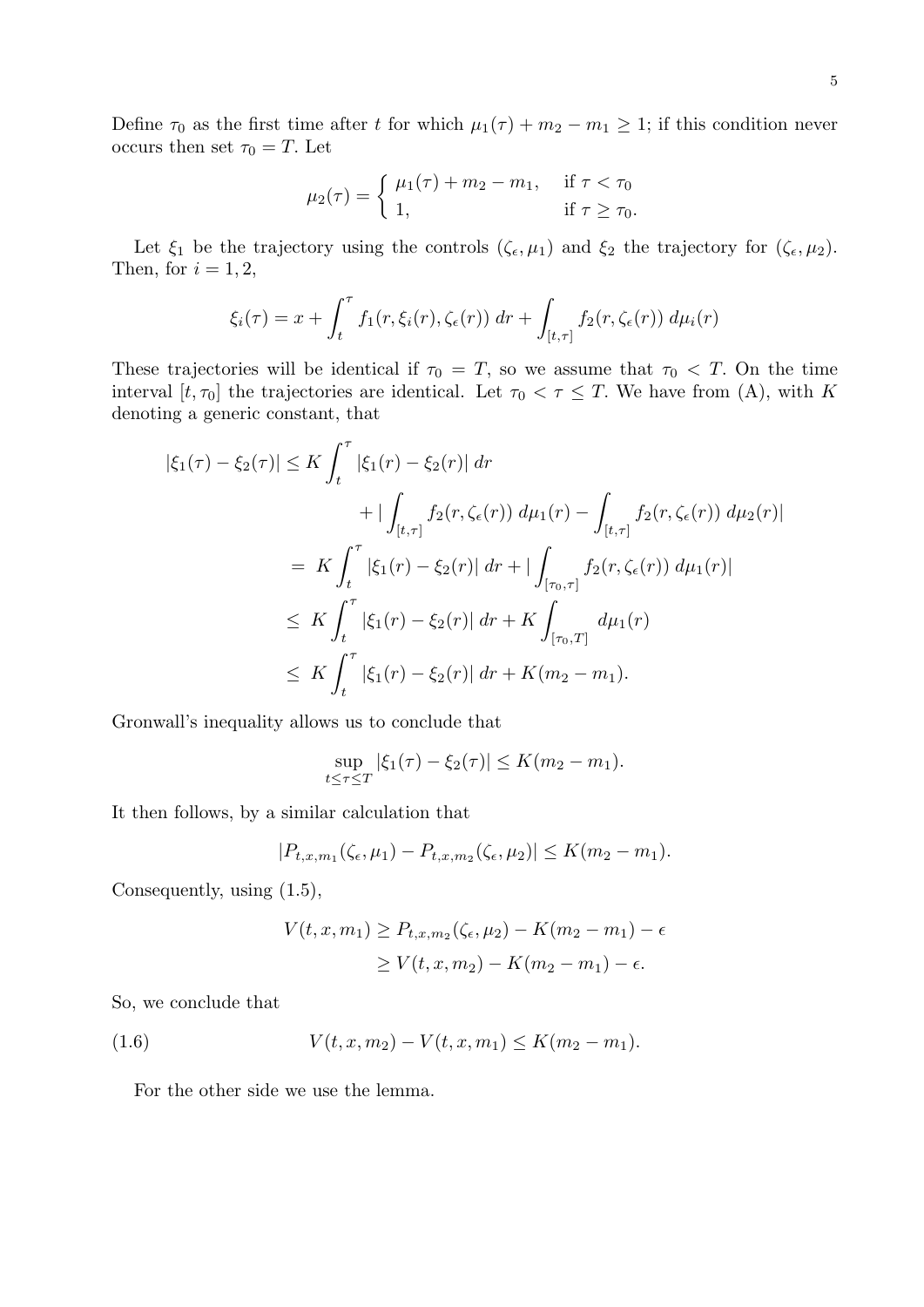Define $\tau_0$ as the first time after $t$ for which $\mu_1(\tau) + m_2 - m_1 \geq 1$; if this condition never occurs then set $\tau_0 = T$. Let

$$\mu_2(\tau) = \begin{cases} \mu_1(\tau) + m_2 - m_1, & \text{if } \tau < \tau_0 \\ 1, & \text{if } \tau \geq \tau_0. \end{cases}$$

Let $\xi_1$ be the trajectory using the controls $(\zeta_\epsilon, \mu_1)$ and $\xi_2$ the trajectory for $(\zeta_\epsilon, \mu_2)$. Then, for $i = 1, 2$,

$$\xi_i(\tau) = x + \int_t^\tau f_1(r, \xi_i(r), \zeta_\epsilon(r))\, dr + \int_{[t,\tau]} f_2(r, \zeta_\epsilon(r))\, d\mu_i(r)$$

These trajectories will be identical if $\tau_0 = T$, so we assume that $\tau_0 < T$. On the time interval $[t, \tau_0]$ the trajectories are identical. Let $\tau_0 < \tau \leq T$. We have from (A), with $K$ denoting a generic constant, that

$$\begin{aligned}
|\xi_1(\tau) - \xi_2(\tau)| &\leq K \int_t^\tau |\xi_1(r) - \xi_2(r)|\, dr \\
&\qquad + \Big| \int_{[t,\tau]} f_2(r, \zeta_\epsilon(r))\, d\mu_1(r) - \int_{[t,\tau]} f_2(r, \zeta_\epsilon(r))\, d\mu_2(r) \Big| \\
&= K \int_t^\tau |\xi_1(r) - \xi_2(r)|\, dr + \Big| \int_{[\tau_0,\tau]} f_2(r, \zeta_\epsilon(r))\, d\mu_1(r) \Big| \\
&\leq K \int_t^\tau |\xi_1(r) - \xi_2(r)|\, dr + K \int_{[\tau_0,T]} d\mu_1(r) \\
&\leq K \int_t^\tau |\xi_1(r) - \xi_2(r)|\, dr + K(m_2 - m_1).
\end{aligned}$$

Gronwall's inequality allows us to conclude that

$$\sup_{t \leq \tau \leq T} |\xi_1(\tau) - \xi_2(\tau)| \leq K(m_2 - m_1).$$

It then follows, by a similar calculation that

$$|P_{t,x,m_1}(\zeta_\epsilon, \mu_1) - P_{t,x,m_2}(\zeta_\epsilon, \mu_2)| \leq K(m_2 - m_1).$$

Consequently, using (1.5),

$$\begin{aligned}
V(t, x, m_1) &\geq P_{t,x,m_2}(\zeta_\epsilon, \mu_2) - K(m_2 - m_1) - \epsilon \\
&\geq V(t, x, m_2) - K(m_2 - m_1) - \epsilon.
\end{aligned}$$

So, we conclude that

$$V(t, x, m_2) - V(t, x, m_1) \leq K(m_2 - m_1). \tag{1.6}$$

For the other side we use the lemma.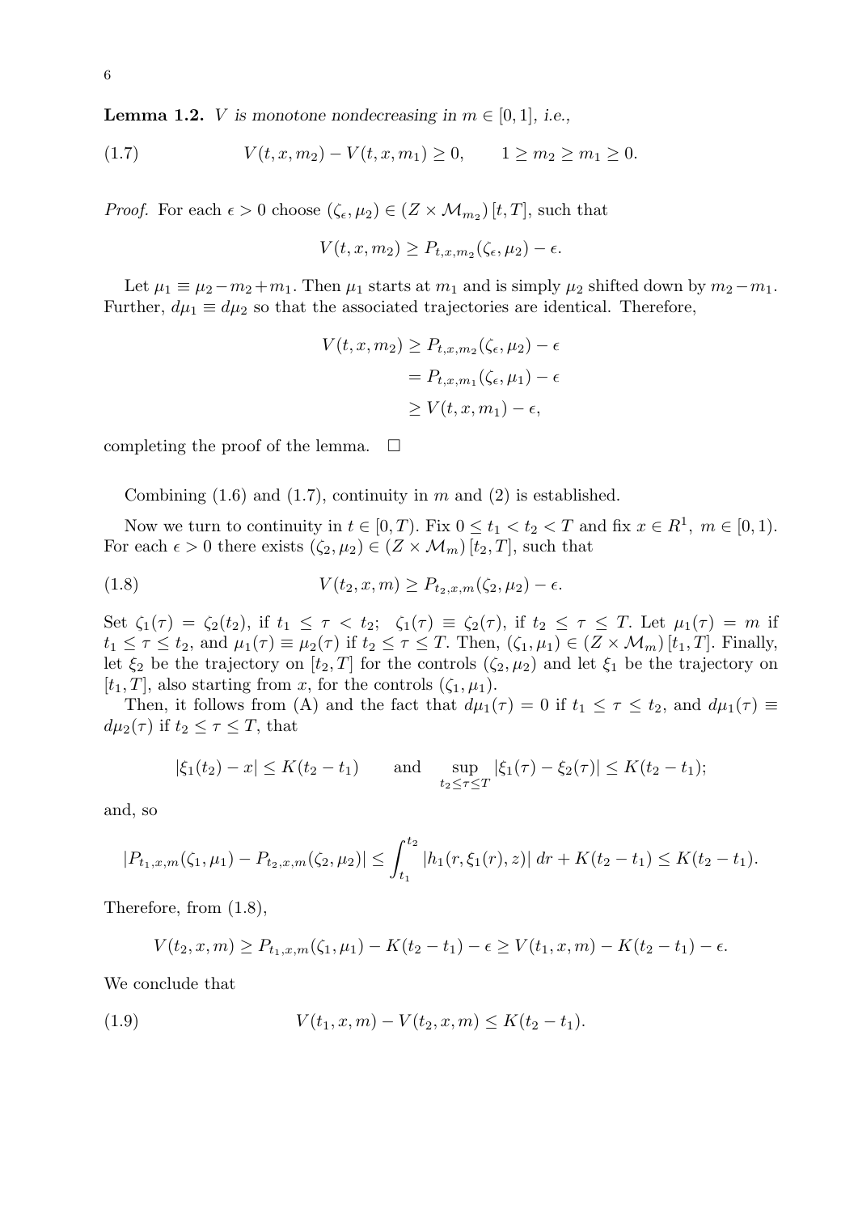**Lemma 1.2.** *$V$ is monotone nondecreasing in $m \in [0,1]$, i.e.,*

$$V(t,x,m_2) - V(t,x,m_1) \geq 0, \qquad 1 \geq m_2 \geq m_1 \geq 0. \tag{1.7}$$

*Proof.* For each $\epsilon > 0$ choose $(\zeta_\epsilon, \mu_2) \in (Z \times \mathcal{M}_{m_2})\,[t,T]$, such that

$$V(t,x,m_2) \geq P_{t,x,m_2}(\zeta_\epsilon, \mu_2) - \epsilon.$$

Let $\mu_1 \equiv \mu_2 - m_2 + m_1$. Then $\mu_1$ starts at $m_1$ and is simply $\mu_2$ shifted down by $m_2 - m_1$. Further, $d\mu_1 \equiv d\mu_2$ so that the associated trajectories are identical. Therefore,

$$\begin{aligned} V(t,x,m_2) &\geq P_{t,x,m_2}(\zeta_\epsilon, \mu_2) - \epsilon \\ &= P_{t,x,m_1}(\zeta_\epsilon, \mu_1) - \epsilon \\ &\geq V(t,x,m_1) - \epsilon, \end{aligned}$$

completing the proof of the lemma. $\square$

Combining (1.6) and (1.7), continuity in $m$ and (2) is established.

Now we turn to continuity in $t \in [0,T)$. Fix $0 \leq t_1 < t_2 < T$ and fix $x \in R^1$, $m \in [0,1)$. For each $\epsilon > 0$ there exists $(\zeta_2, \mu_2) \in (Z \times \mathcal{M}_m)\,[t_2, T]$, such that

$$V(t_2, x, m) \geq P_{t_2,x,m}(\zeta_2, \mu_2) - \epsilon. \tag{1.8}$$

Set $\zeta_1(\tau) = \zeta_2(t_2)$, if $t_1 \leq \tau < t_2$; $\zeta_1(\tau) \equiv \zeta_2(\tau)$, if $t_2 \leq \tau \leq T$. Let $\mu_1(\tau) = m$ if $t_1 \leq \tau \leq t_2$, and $\mu_1(\tau) \equiv \mu_2(\tau)$ if $t_2 \leq \tau \leq T$. Then, $(\zeta_1, \mu_1) \in (Z \times \mathcal{M}_m)\,[t_1, T]$. Finally, let $\xi_2$ be the trajectory on $[t_2, T]$ for the controls $(\zeta_2, \mu_2)$ and let $\xi_1$ be the trajectory on $[t_1, T]$, also starting from $x$, for the controls $(\zeta_1, \mu_1)$.

Then, it follows from (A) and the fact that $d\mu_1(\tau) = 0$ if $t_1 \leq \tau \leq t_2$, and $d\mu_1(\tau) \equiv d\mu_2(\tau)$ if $t_2 \leq \tau \leq T$, that

$$|\xi_1(t_2) - x| \leq K(t_2 - t_1) \qquad \text{and} \qquad \sup_{t_2 \leq \tau \leq T} |\xi_1(\tau) - \xi_2(\tau)| \leq K(t_2 - t_1);$$

and, so

$$|P_{t_1,x,m}(\zeta_1, \mu_1) - P_{t_2,x,m}(\zeta_2, \mu_2)| \leq \int_{t_1}^{t_2} |h_1(r, \xi_1(r), z)|\, dr + K(t_2 - t_1) \leq K(t_2 - t_1).$$

Therefore, from (1.8),

$$V(t_2, x, m) \geq P_{t_1,x,m}(\zeta_1, \mu_1) - K(t_2 - t_1) - \epsilon \geq V(t_1, x, m) - K(t_2 - t_1) - \epsilon.$$

We conclude that

$$V(t_1, x, m) - V(t_2, x, m) \leq K(t_2 - t_1). \tag{1.9}$$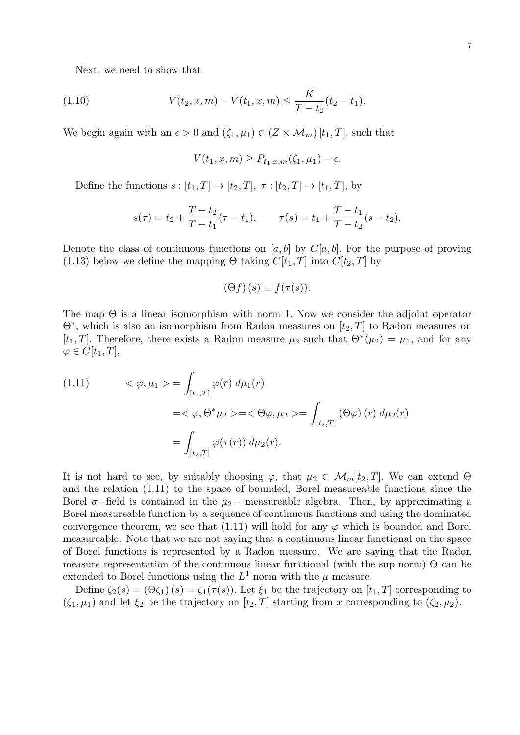Next, we need to show that

$$V(t_2, x, m) - V(t_1, x, m) \leq \frac{K}{T - t_2}(t_2 - t_1). \tag{1.10}$$

We begin again with an $\epsilon > 0$ and $(\zeta_1, \mu_1) \in (Z \times \mathcal{M}_m)[t_1, T]$, such that

$$V(t_1, x, m) \geq P_{t_1,x,m}(\zeta_1, \mu_1) - \epsilon.$$

Define the functions $s : [t_1, T] \to [t_2, T]$, $\tau : [t_2, T] \to [t_1, T]$, by

$$s(\tau) = t_2 + \frac{T - t_2}{T - t_1}(\tau - t_1), \qquad \tau(s) = t_1 + \frac{T - t_1}{T - t_2}(s - t_2).$$

Denote the class of continuous functions on $[a, b]$ by $C[a, b]$. For the purpose of proving (1.13) below we define the mapping $\Theta$ taking $C[t_1, T]$ into $C[t_2, T]$ by

$$(\Theta f)(s) \equiv f(\tau(s)).$$

The map $\Theta$ is a linear isomorphism with norm 1. Now we consider the adjoint operator $\Theta^*$, which is also an isomorphism from Radon measures on $[t_2, T]$ to Radon measures on $[t_1, T]$. Therefore, there exists a Radon measure $\mu_2$ such that $\Theta^*(\mu_2) = \mu_1$, and for any $\varphi \in C[t_1, T]$,

$$\begin{aligned}
<\varphi, \mu_1> &= \int_{[t_1,T]} \varphi(r)\, d\mu_1(r) \\
&= <\varphi, \Theta^*\mu_2> = <\Theta\varphi, \mu_2> = \int_{[t_2,T]} (\Theta\varphi)(r)\, d\mu_2(r) \\
&= \int_{[t_2,T]} \varphi(\tau(r))\, d\mu_2(r).
\end{aligned} \tag{1.11}$$

It is not hard to see, by suitably choosing $\varphi$, that $\mu_2 \in \mathcal{M}_m[t_2, T]$. We can extend $\Theta$ and the relation (1.11) to the space of bounded, Borel measureable functions since the Borel $\sigma-$field is contained in the $\mu_2-$ measureable algebra. Then, by approximating a Borel measureable function by a sequence of continuous functions and using the dominated convergence theorem, we see that (1.11) will hold for any $\varphi$ which is bounded and Borel measureable. Note that we are not saying that a continuous linear functional on the space of Borel functions is represented by a Radon measure. We are saying that the Radon measure representation of the continuous linear functional (with the sup norm) $\Theta$ can be extended to Borel functions using the $L^1$ norm with the $\mu$ measure.

Define $\zeta_2(s) = (\Theta\zeta_1)(s) = \zeta_1(\tau(s))$. Let $\xi_1$ be the trajectory on $[t_1, T]$ corresponding to $(\zeta_1, \mu_1)$ and let $\xi_2$ be the trajectory on $[t_2, T]$ starting from $x$ corresponding to $(\zeta_2, \mu_2)$.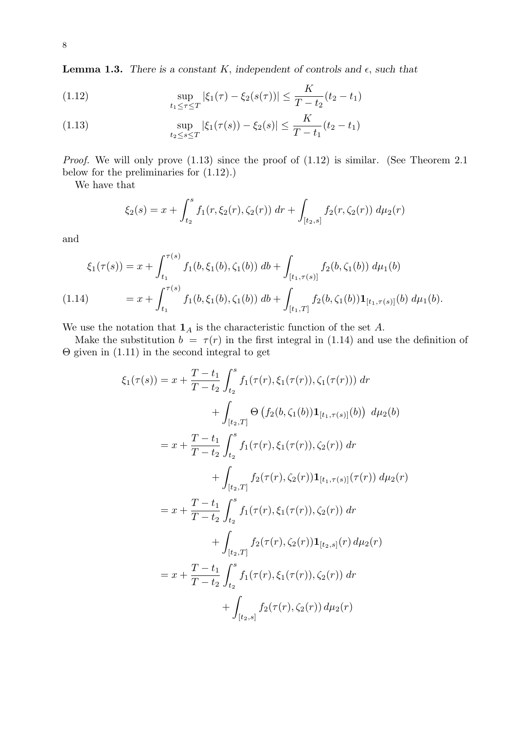**Lemma 1.3.** *There is a constant $K$, independent of controls and $\epsilon$, such that*

$$\sup_{t_1 \le \tau \le T} |\xi_1(\tau) - \xi_2(s(\tau))| \le \frac{K}{T - t_2}(t_2 - t_1) \tag{1.12}$$

$$\sup_{t_2 \le s \le T} |\xi_1(\tau(s)) - \xi_2(s)| \le \frac{K}{T - t_1}(t_2 - t_1) \tag{1.13}$$

*Proof.* We will only prove (1.13) since the proof of (1.12) is similar. (See Theorem 2.1 below for the preliminaries for (1.12).)

We have that

$$\xi_2(s) = x + \int_{t_2}^{s} f_1(r, \xi_2(r), \zeta_2(r))\, dr + \int_{[t_2,s]} f_2(r, \zeta_2(r))\, d\mu_2(r)$$

and

$$\begin{aligned}
\xi_1(\tau(s)) &= x + \int_{t_1}^{\tau(s)} f_1(b, \xi_1(b), \zeta_1(b))\, db + \int_{[t_1,\tau(s)]} f_2(b, \zeta_1(b))\, d\mu_1(b) \\
&= x + \int_{t_1}^{\tau(s)} f_1(b, \xi_1(b), \zeta_1(b))\, db + \int_{[t_1,T]} f_2(b, \zeta_1(b)) \mathbf{1}_{[t_1,\tau(s)]}(b)\, d\mu_1(b).
\end{aligned} \tag{1.14}$$

We use the notation that $\mathbf{1}_A$ is the characteristic function of the set $A$.

Make the substitution $b = \tau(r)$ in the first integral in (1.14) and use the definition of $\Theta$ given in (1.11) in the second integral to get

$$\begin{aligned}
\xi_1(\tau(s)) &= x + \frac{T - t_1}{T - t_2} \int_{t_2}^{s} f_1(\tau(r), \xi_1(\tau(r)), \zeta_1(\tau(r)))\, dr \\
&\qquad + \int_{[t_2,T]} \Theta\left(f_2(b, \zeta_1(b)) \mathbf{1}_{[t_1,\tau(s)]}(b)\right)\, d\mu_2(b) \\
&= x + \frac{T - t_1}{T - t_2} \int_{t_2}^{s} f_1(\tau(r), \xi_1(\tau(r)), \zeta_2(r))\, dr \\
&\qquad + \int_{[t_2,T]} f_2(\tau(r), \zeta_2(r)) \mathbf{1}_{[t_1,\tau(s)]}(\tau(r))\, d\mu_2(r) \\
&= x + \frac{T - t_1}{T - t_2} \int_{t_2}^{s} f_1(\tau(r), \xi_1(\tau(r)), \zeta_2(r))\, dr \\
&\qquad + \int_{[t_2,T]} f_2(\tau(r), \zeta_2(r)) \mathbf{1}_{[t_2,s]}(r)\, d\mu_2(r) \\
&= x + \frac{T - t_1}{T - t_2} \int_{t_2}^{s} f_1(\tau(r), \xi_1(\tau(r)), \zeta_2(r))\, dr \\
&\qquad + \int_{[t_2,s]} f_2(\tau(r), \zeta_2(r))\, d\mu_2(r)
\end{aligned}$$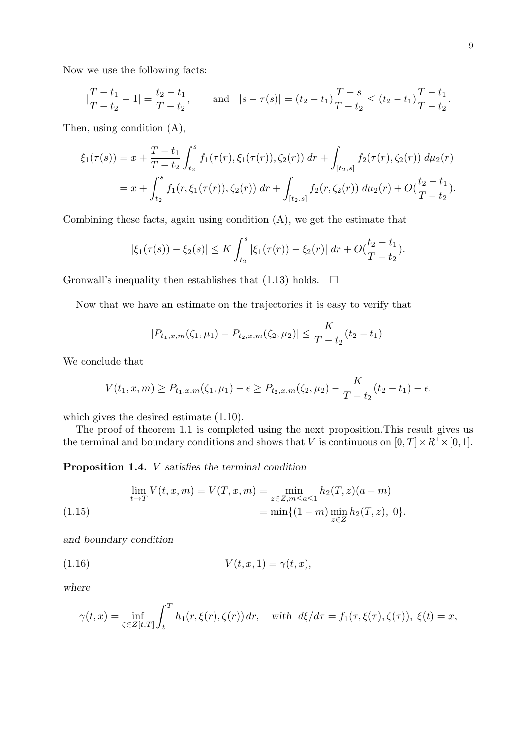Now we use the following facts:

$$|\frac{T-t_1}{T-t_2} - 1| = \frac{t_2 - t_1}{T-t_2}, \qquad \text{and} \quad |s - \tau(s)| = (t_2 - t_1)\frac{T-s}{T-t_2} \leq (t_2-t_1)\frac{T-t_1}{T-t_2}.$$

Then, using condition (A),

$$\begin{aligned}
\xi_1(\tau(s)) &= x + \frac{T-t_1}{T-t_2}\int_{t_2}^{s} f_1(\tau(r), \xi_1(\tau(r)), \zeta_2(r))\, dr + \int_{[t_2,s]} f_2(\tau(r), \zeta_2(r))\, d\mu_2(r) \\
&= x + \int_{t_2}^{s} f_1(r, \xi_1(\tau(r)), \zeta_2(r))\, dr + \int_{[t_2,s]} f_2(r, \zeta_2(r))\, d\mu_2(r) + O(\frac{t_2-t_1}{T-t_2}).
\end{aligned}$$

Combining these facts, again using condition (A), we get the estimate that

$$|\xi_1(\tau(s)) - \xi_2(s)| \leq K\int_{t_2}^{s} |\xi_1(\tau(r)) - \xi_2(r)|\, dr + O(\frac{t_2-t_1}{T-t_2}).$$

Gronwall's inequality then establishes that (1.13) holds. $\square$

Now that we have an estimate on the trajectories it is easy to verify that

$$|P_{t_1,x,m}(\zeta_1, \mu_1) - P_{t_2,x,m}(\zeta_2, \mu_2)| \leq \frac{K}{T-t_2}(t_2 - t_1).$$

We conclude that

$$V(t_1, x, m) \geq P_{t_1,x,m}(\zeta_1, \mu_1) - \epsilon \geq P_{t_2,x,m}(\zeta_2, \mu_2) - \frac{K}{T-t_2}(t_2-t_1) - \epsilon.$$

which gives the desired estimate (1.10).

The proof of theorem 1.1 is completed using the next proposition.This result gives us the terminal and boundary conditions and shows that $V$ is continuous on $[0,T] \times R^1 \times [0,1]$.

**Proposition 1.4.** *$V$ satisfies the terminal condition*

$$\begin{aligned}
\lim_{t \to T} V(t, x, m) = V(T, x, m) &= \min_{z \in Z, m \leq a \leq 1} h_2(T, z)(a - m) \\
&= \min\{(1-m)\min_{z \in Z} h_2(T, z),\ 0\}. \qquad (1.15)
\end{aligned}$$

*and boundary condition*

$$V(t, x, 1) = \gamma(t, x), \qquad (1.16)$$

*where*

$$\gamma(t, x) = \inf_{\zeta \in Z[t,T]} \int_t^T h_1(r, \xi(r), \zeta(r))\, dr, \quad \text{with } d\xi/d\tau = f_1(\tau, \xi(\tau), \zeta(\tau)),\ \xi(t) = x,$$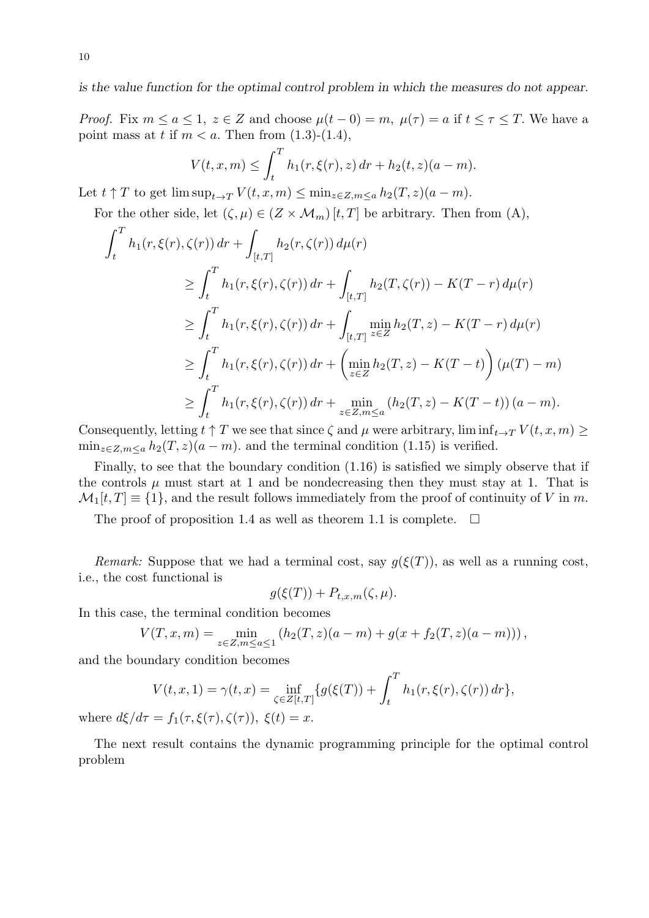*is the value function for the optimal control problem in which the measures do not appear.*

*Proof.* Fix $m \le a \le 1$, $z \in Z$ and choose $\mu(t-0) = m$, $\mu(\tau) = a$ if $t \le \tau \le T$. We have a point mass at $t$ if $m < a$. Then from (1.3)-(1.4),

$$V(t,x,m) \le \int_t^T h_1(r, \xi(r), z)\, dr + h_2(t,z)(a-m).$$

Let $t \uparrow T$ to get $\limsup_{t \to T} V(t,x,m) \le \min_{z \in Z, m \le a} h_2(T,z)(a-m)$.

For the other side, let $(\zeta, \mu) \in (Z \times \mathcal{M}_m)[t,T]$ be arbitrary. Then from (A),

$$\begin{aligned}
\int_t^T h_1(r,\xi(r),\zeta(r))\,dr &+ \int_{[t,T]} h_2(r,\zeta(r))\,d\mu(r) \\
&\ge \int_t^T h_1(r,\xi(r),\zeta(r))\,dr + \int_{[t,T]} h_2(T,\zeta(r)) - K(T-r)\,d\mu(r) \\
&\ge \int_t^T h_1(r,\xi(r),\zeta(r))\,dr + \int_{[t,T]} \min_{z\in Z} h_2(T,z) - K(T-r)\,d\mu(r) \\
&\ge \int_t^T h_1(r,\xi(r),\zeta(r))\,dr + \left(\min_{z\in Z} h_2(T,z) - K(T-t)\right)(\mu(T)-m) \\
&\ge \int_t^T h_1(r,\xi(r),\zeta(r))\,dr + \min_{z\in Z, m\le a}\left(h_2(T,z) - K(T-t)\right)(a-m).
\end{aligned}$$

Consequently, letting $t \uparrow T$ we see that since $\zeta$ and $\mu$ were arbitrary, $\liminf_{t\to T} V(t,x,m) \ge \min_{z\in Z, m\le a} h_2(T,z)(a-m)$. and the terminal condition (1.15) is verified.

Finally, to see that the boundary condition (1.16) is satisfied we simply observe that if the controls $\mu$ must start at 1 and be nondecreasing then they must stay at 1. That is $\mathcal{M}_1[t,T] \equiv \{1\}$, and the result follows immediately from the proof of continuity of $V$ in $m$.

The proof of proposition 1.4 as well as theorem 1.1 is complete. $\square$

*Remark:* Suppose that we had a terminal cost, say $g(\xi(T))$, as well as a running cost, i.e., the cost functional is

$$g(\xi(T)) + P_{t,x,m}(\zeta,\mu).$$

In this case, the terminal condition becomes

$$V(T,x,m) = \min_{z\in Z, m\le a\le 1}\left(h_2(T,z)(a-m) + g(x + f_2(T,z)(a-m))\right),$$

and the boundary condition becomes

$$V(t,x,1) = \gamma(t,x) = \inf_{\zeta\in Z[t,T]}\{g(\xi(T)) + \int_t^T h_1(r,\xi(r),\zeta(r))\,dr\},$$

where $d\xi/d\tau = f_1(\tau,\xi(\tau),\zeta(\tau))$, $\xi(t) = x$.

The next result contains the dynamic programming principle for the optimal control problem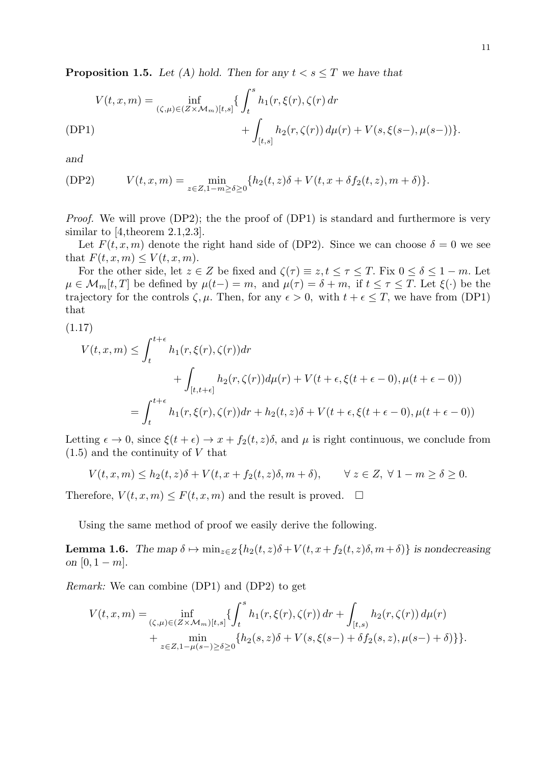**Proposition 1.5.** *Let (A) hold. Then for any $t < s \leq T$ we have that*

$$
\text{(DP1)} \qquad V(t,x,m) = \inf_{(\zeta,\mu)\in(Z\times\mathcal{M}_m)[t,s]} \{ \int_t^s h_1(r,\xi(r),\zeta(r)\,dr + \int_{[t,s]} h_2(r,\zeta(r))\,d\mu(r) + V(s,\xi(s-),\mu(s-))\}.
$$

*and*

$$
\text{(DP2)} \qquad V(t,x,m) = \min_{z\in Z, 1-m\geq\delta\geq 0} \{h_2(t,z)\delta + V(t, x+\delta f_2(t,z), m+\delta)\}.
$$

*Proof.* We will prove (DP2); the the proof of (DP1) is standard and furthermore is very similar to [4,theorem 2.1,2.3].

Let $F(t,x,m)$ denote the right hand side of (DP2). Since we can choose $\delta = 0$ we see that $F(t,x,m) \leq V(t,x,m)$.

For the other side, let $z \in Z$ be fixed and $\zeta(\tau) \equiv z, t \leq \tau \leq T$. Fix $0 \leq \delta \leq 1-m$. Let $\mu \in \mathcal{M}_m[t,T]$ be defined by $\mu(t-) = m,$ and $\mu(\tau) = \delta + m,$ if $t \leq \tau \leq T$. Let $\xi(\cdot)$ be the trajectory for the controls $\zeta, \mu$. Then, for any $\epsilon > 0,$ with $t+\epsilon \leq T$, we have from (DP1) that

(1.17)

$$
\begin{aligned}
V(t,x,m) &\leq \int_t^{t+\epsilon} h_1(r,\xi(r),\zeta(r))dr \\
&\qquad + \int_{[t,t+\epsilon]} h_2(r,\zeta(r))d\mu(r) + V(t+\epsilon, \xi(t+\epsilon-0), \mu(t+\epsilon-0)) \\
&= \int_t^{t+\epsilon} h_1(r,\xi(r),\zeta(r))dr + h_2(t,z)\delta + V(t+\epsilon, \xi(t+\epsilon-0), \mu(t+\epsilon-0))
\end{aligned}
$$

Letting $\epsilon \to 0$, since $\xi(t+\epsilon) \to x + f_2(t,z)\delta$, and $\mu$ is right continuous, we conclude from (1.5) and the continuity of $V$ that

$$
V(t,x,m) \leq h_2(t,z)\delta + V(t, x+f_2(t,z)\delta, m+\delta), \qquad \forall\, z \in Z,\ \forall\, 1-m \geq \delta \geq 0.
$$

Therefore, $V(t,x,m) \leq F(t,x,m)$ and the result is proved. $\square$

Using the same method of proof we easily derive the following.

**Lemma 1.6.** *The map $\delta \mapsto \min_{z\in Z}\{h_2(t,z)\delta + V(t,x+f_2(t,z)\delta, m+\delta)\}$ is nondecreasing on $[0, 1-m]$.*

*Remark:* We can combine (DP1) and (DP2) to get

$$
\begin{aligned}
V(t,x,m) = &\inf_{(\zeta,\mu)\in(Z\times\mathcal{M}_m)[t,s]} \{\int_t^s h_1(r,\xi(r),\zeta(r))\,dr + \int_{[t,s)} h_2(r,\zeta(r))\,d\mu(r) \\
&+ \min_{z\in Z, 1-\mu(s-)\geq\delta\geq 0} \{h_2(s,z)\delta + V(s, \xi(s-) + \delta f_2(s,z), \mu(s-)+\delta)\}\}.
\end{aligned}
$$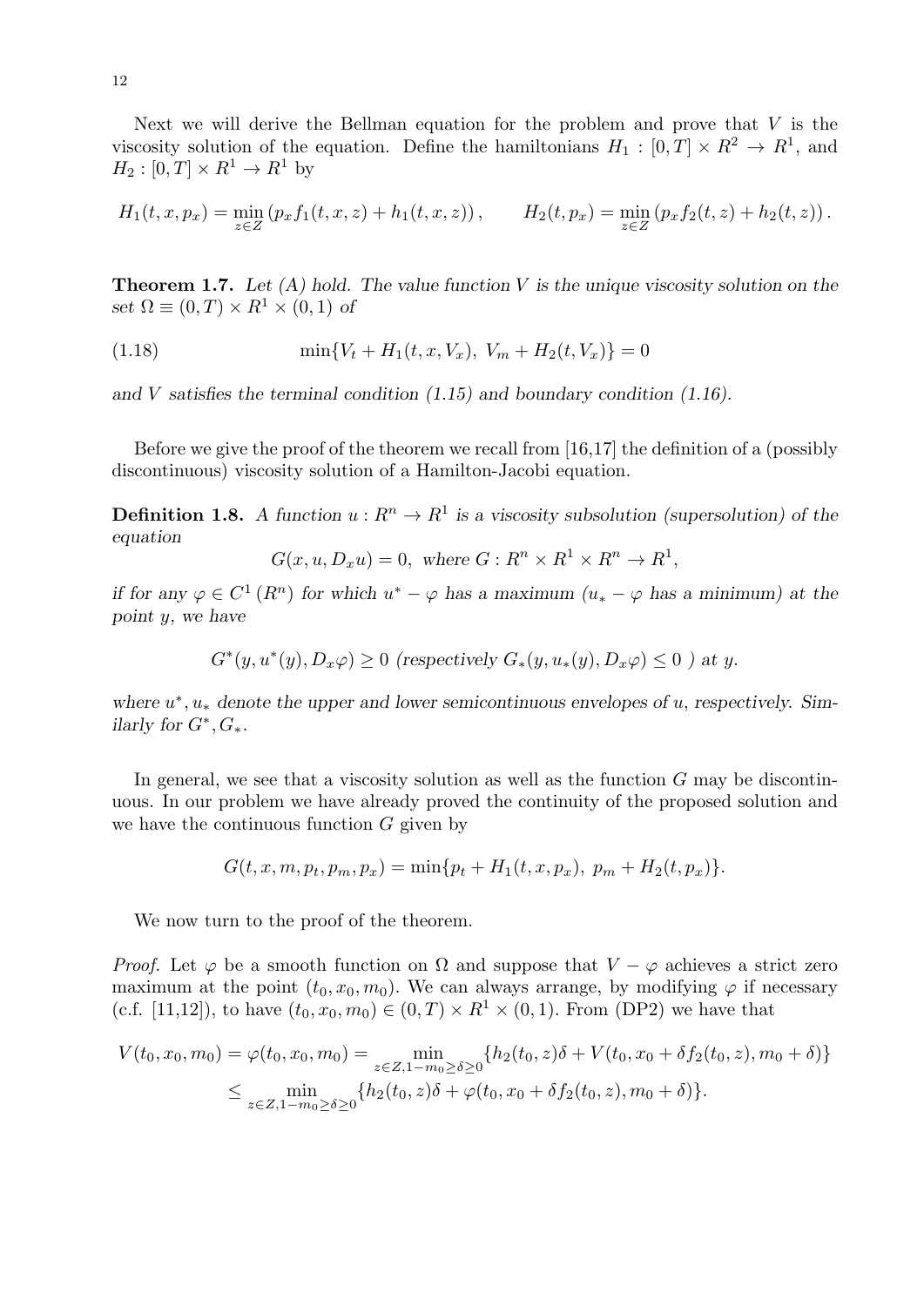Next we will derive the Bellman equation for the problem and prove that $V$ is the viscosity solution of the equation. Define the hamiltonians $H_1 : [0,T] \times R^2 \to R^1$, and $H_2 : [0,T] \times R^1 \to R^1$ by

$$H_1(t,x,p_x) = \min_{z \in Z} \left( p_x f_1(t,x,z) + h_1(t,x,z) \right), \qquad H_2(t,p_x) = \min_{z \in Z} \left( p_x f_2(t,z) + h_2(t,z) \right).$$

**Theorem 1.7.** *Let (A) hold. The value function $V$ is the unique viscosity solution on the set $\Omega \equiv (0,T) \times R^1 \times (0,1)$ of*

$$\min\{V_t + H_1(t,x,V_x),\ V_m + H_2(t,V_x)\} = 0 \tag{1.18}$$

*and $V$ satisfies the terminal condition (1.15) and boundary condition (1.16).*

Before we give the proof of the theorem we recall from [16,17] the definition of a (possibly discontinuous) viscosity solution of a Hamilton-Jacobi equation.

**Definition 1.8.** *A function $u : R^n \to R^1$ is a viscosity subsolution (supersolution) of the equation*

$$G(x,u,D_x u) = 0, \text{ where } G : R^n \times R^1 \times R^n \to R^1,$$

*if for any $\varphi \in C^1(R^n)$ for which $u^* - \varphi$ has a maximum ($u_* - \varphi$ has a minimum) at the point $y$, we have*

$$G^*(y, u^*(y), D_x\varphi) \geq 0 \text{ (respectively } G_*(y, u_*(y), D_x\varphi) \leq 0 \text{ ) at } y.$$

*where $u^*, u_*$ denote the upper and lower semicontinuous envelopes of $u$, respectively. Similarly for $G^*, G_*$.*

In general, we see that a viscosity solution as well as the function $G$ may be discontinuous. In our problem we have already proved the continuity of the proposed solution and we have the continuous function $G$ given by

$$G(t,x,m,p_t,p_m,p_x) = \min\{p_t + H_1(t,x,p_x),\ p_m + H_2(t,p_x)\}.$$

We now turn to the proof of the theorem.

*Proof.* Let $\varphi$ be a smooth function on $\Omega$ and suppose that $V - \varphi$ achieves a strict zero maximum at the point $(t_0,x_0,m_0)$. We can always arrange, by modifying $\varphi$ if necessary (c.f. [11,12]), to have $(t_0,x_0,m_0) \in (0,T) \times R^1 \times (0,1)$. From (DP2) we have that

$$\begin{aligned} V(t_0,x_0,m_0) = \varphi(t_0,x_0,m_0) &= \min_{z \in Z, 1-m_0 \geq \delta \geq 0} \{h_2(t_0,z)\delta + V(t_0, x_0 + \delta f_2(t_0,z), m_0 + \delta)\} \\ &\leq \min_{z \in Z, 1-m_0 \geq \delta \geq 0} \{h_2(t_0,z)\delta + \varphi(t_0, x_0 + \delta f_2(t_0,z), m_0 + \delta)\}. \end{aligned}$$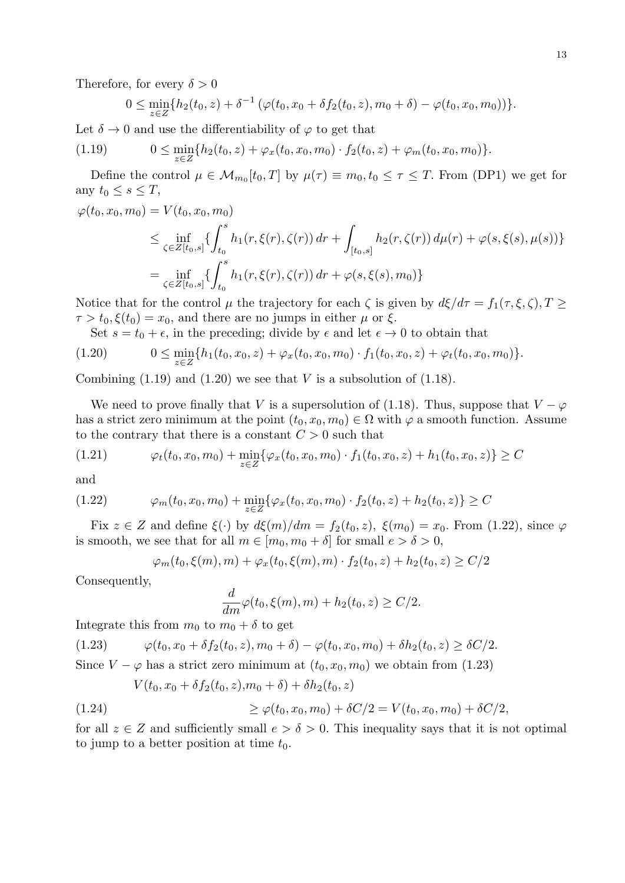Therefore, for every $\delta > 0$

$$0 \leq \min_{z \in Z}\{h_2(t_0, z) + \delta^{-1}\left(\varphi(t_0, x_0 + \delta f_2(t_0, z), m_0 + \delta) - \varphi(t_0, x_0, m_0)\right)\}.$$

Let $\delta \to 0$ and use the differentiability of $\varphi$ to get that

$$0 \leq \min_{z \in Z}\{h_2(t_0, z) + \varphi_x(t_0, x_0, m_0) \cdot f_2(t_0, z) + \varphi_m(t_0, x_0, m_0)\}. \tag{1.19}$$

Define the control $\mu \in \mathcal{M}_{m_0}[t_0, T]$ by $\mu(\tau) \equiv m_0, t_0 \leq \tau \leq T$. From (DP1) we get for any $t_0 \leq s \leq T$,

$$\begin{aligned}
\varphi(t_0, x_0, m_0) &= V(t_0, x_0, m_0) \\
&\leq \inf_{\zeta \in Z[t_0, s]}\{\int_{t_0}^{s} h_1(r, \xi(r), \zeta(r))\, dr + \int_{[t_0, s]} h_2(r, \zeta(r))\, d\mu(r) + \varphi(s, \xi(s), \mu(s))\} \\
&= \inf_{\zeta \in Z[t_0, s]}\{\int_{t_0}^{s} h_1(r, \xi(r), \zeta(r))\, dr + \varphi(s, \xi(s), m_0)\}
\end{aligned}$$

Notice that for the control $\mu$ the trajectory for each $\zeta$ is given by $d\xi/d\tau = f_1(\tau, \xi, \zeta), T \geq \tau > t_0, \xi(t_0) = x_0$, and there are no jumps in either $\mu$ or $\xi$.

Set $s = t_0 + \epsilon$, in the preceding; divide by $\epsilon$ and let $\epsilon \to 0$ to obtain that

$$0 \leq \min_{z \in Z}\{h_1(t_0, x_0, z) + \varphi_x(t_0, x_0, m_0) \cdot f_1(t_0, x_0, z) + \varphi_t(t_0, x_0, m_0)\}. \tag{1.20}$$

Combining (1.19) and (1.20) we see that $V$ is a subsolution of (1.18).

We need to prove finally that $V$ is a supersolution of (1.18). Thus, suppose that $V - \varphi$ has a strict zero minimum at the point $(t_0, x_0, m_0) \in \Omega$ with $\varphi$ a smooth function. Assume to the contrary that there is a constant $C > 0$ such that

$$\varphi_t(t_0, x_0, m_0) + \min_{z \in Z}\{\varphi_x(t_0, x_0, m_0) \cdot f_1(t_0, x_0, z) + h_1(t_0, x_0, z)\} \geq C \tag{1.21}$$

and

$$\varphi_m(t_0, x_0, m_0) + \min_{z \in Z}\{\varphi_x(t_0, x_0, m_0) \cdot f_2(t_0, z) + h_2(t_0, z)\} \geq C \tag{1.22}$$

Fix $z \in Z$ and define $\xi(\cdot)$ by $d\xi(m)/dm = f_2(t_0, z),\ \xi(m_0) = x_0$. From (1.22), since $\varphi$ is smooth, we see that for all $m \in [m_0, m_0 + \delta]$ for small $e > \delta > 0$,

$$\varphi_m(t_0, \xi(m), m) + \varphi_x(t_0, \xi(m), m) \cdot f_2(t_0, z) + h_2(t_0, z) \geq C/2$$

Consequently,

$$\frac{d}{dm}\varphi(t_0, \xi(m), m) + h_2(t_0, z) \geq C/2.$$

Integrate this from $m_0$ to $m_0 + \delta$ to get

$$\varphi(t_0, x_0 + \delta f_2(t_0, z), m_0 + \delta) - \varphi(t_0, x_0, m_0) + \delta h_2(t_0, z) \geq \delta C/2. \tag{1.23}$$

Since $V - \varphi$ has a strict zero minimum at $(t_0, x_0, m_0)$ we obtain from (1.23)

$$\begin{aligned}
&V(t_0, x_0 + \delta f_2(t_0, z), m_0 + \delta) + \delta h_2(t_0, z) \\
&\qquad \geq \varphi(t_0, x_0, m_0) + \delta C/2 = V(t_0, x_0, m_0) + \delta C/2,
\end{aligned} \tag{1.24}$$

for all $z \in Z$ and sufficiently small $e > \delta > 0$. This inequality says that it is not optimal to jump to a better position at time $t_0$.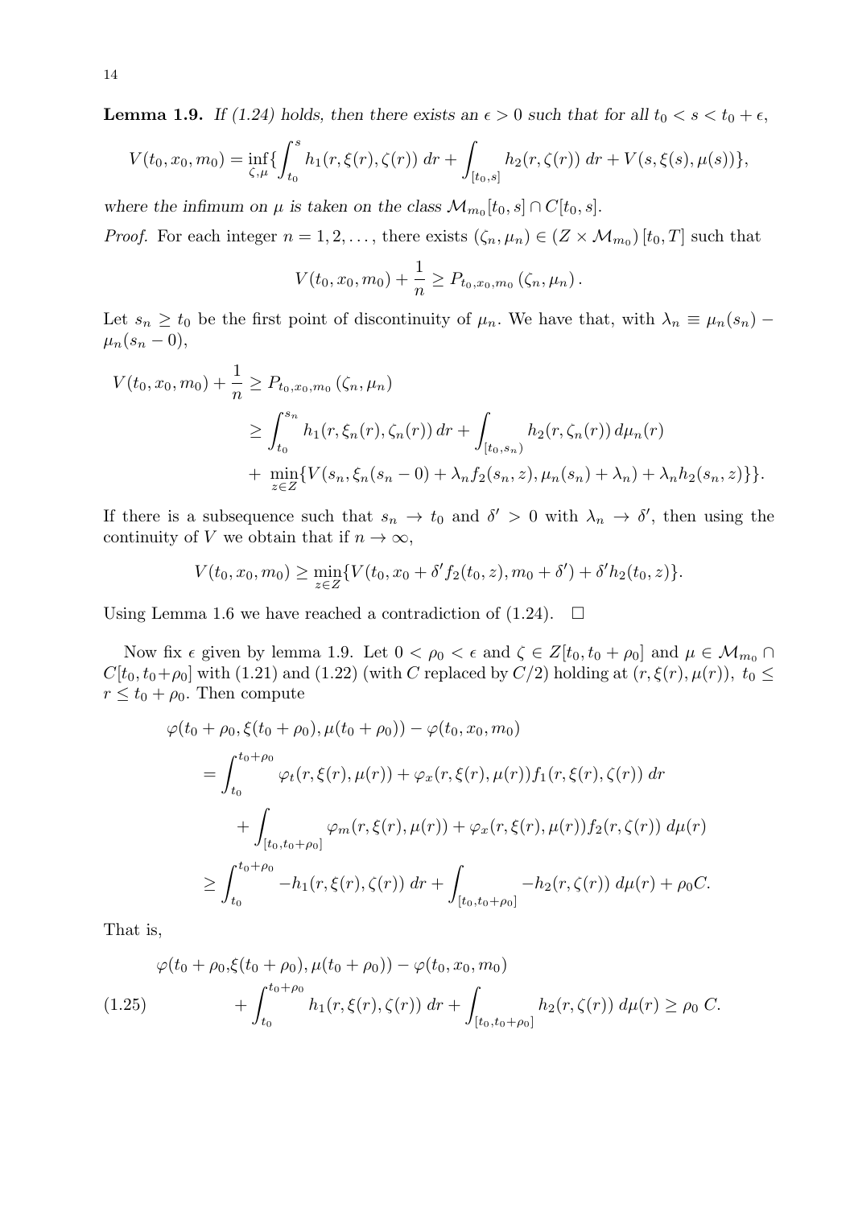**Lemma 1.9.** *If (1.24) holds, then there exists an $\epsilon > 0$ such that for all $t_0 < s < t_0 + \epsilon$,*

$$V(t_0, x_0, m_0) = \inf_{\zeta,\mu}\{\int_{t_0}^{s} h_1(r, \xi(r), \zeta(r))\, dr + \int_{[t_0,s]} h_2(r, \zeta(r))\, dr + V(s, \xi(s), \mu(s))\},$$

*where the infimum on $\mu$ is taken on the class $\mathcal{M}_{m_0}[t_0, s] \cap C[t_0, s]$.*

*Proof.* For each integer $n = 1, 2, \ldots$, there exists $(\zeta_n, \mu_n) \in (Z \times \mathcal{M}_{m_0})\,[t_0, T]$ such that

$$V(t_0, x_0, m_0) + \frac{1}{n} \geq P_{t_0,x_0,m_0}\,(\zeta_n, \mu_n)\,.$$

Let $s_n \geq t_0$ be the first point of discontinuity of $\mu_n$. We have that, with $\lambda_n \equiv \mu_n(s_n) - \mu_n(s_n - 0)$,

$$\begin{aligned}
V(t_0, x_0, m_0) + \frac{1}{n} &\geq P_{t_0,x_0,m_0}\,(\zeta_n, \mu_n) \\
&\geq \int_{t_0}^{s_n} h_1(r, \xi_n(r), \zeta_n(r))\, dr + \int_{[t_0,s_n)} h_2(r, \zeta_n(r))\, d\mu_n(r) \\
&+ \min_{z\in Z}\{V(s_n, \xi_n(s_n - 0) + \lambda_n f_2(s_n, z), \mu_n(s_n) + \lambda_n) + \lambda_n h_2(s_n, z)\}\}.
\end{aligned}$$

If there is a subsequence such that $s_n \to t_0$ and $\delta' > 0$ with $\lambda_n \to \delta'$, then using the continuity of $V$ we obtain that if $n \to \infty$,

$$V(t_0, x_0, m_0) \geq \min_{z\in Z}\{V(t_0, x_0 + \delta' f_2(t_0, z), m_0 + \delta') + \delta' h_2(t_0, z)\}.$$

Using Lemma 1.6 we have reached a contradiction of (1.24). $\square$

Now fix $\epsilon$ given by lemma 1.9. Let $0 < \rho_0 < \epsilon$ and $\zeta \in Z[t_0, t_0 + \rho_0]$ and $\mu \in \mathcal{M}_{m_0} \cap C[t_0, t_0+\rho_0]$ with (1.21) and (1.22) (with $C$ replaced by $C/2$) holding at $(r, \xi(r), \mu(r))$, $t_0 \leq r \leq t_0 + \rho_0$. Then compute

$$\begin{aligned}
&\varphi(t_0 + \rho_0, \xi(t_0 + \rho_0), \mu(t_0 + \rho_0)) - \varphi(t_0, x_0, m_0) \\
&= \int_{t_0}^{t_0+\rho_0} \varphi_t(r, \xi(r), \mu(r)) + \varphi_x(r, \xi(r), \mu(r)) f_1(r, \xi(r), \zeta(r))\, dr \\
&\quad + \int_{[t_0,t_0+\rho_0]} \varphi_m(r, \xi(r), \mu(r)) + \varphi_x(r, \xi(r), \mu(r)) f_2(r, \zeta(r))\, d\mu(r) \\
&\geq \int_{t_0}^{t_0+\rho_0} -h_1(r, \xi(r), \zeta(r))\, dr + \int_{[t_0,t_0+\rho_0]} -h_2(r, \zeta(r))\, d\mu(r) + \rho_0 C.
\end{aligned}$$

That is,

$$\begin{aligned}
&\varphi(t_0 + \rho_0, \xi(t_0 + \rho_0), \mu(t_0 + \rho_0)) - \varphi(t_0, x_0, m_0) \\
&\quad + \int_{t_0}^{t_0+\rho_0} h_1(r, \xi(r), \zeta(r))\, dr + \int_{[t_0,t_0+\rho_0]} h_2(r, \zeta(r))\, d\mu(r) \geq \rho_0\, C.
\end{aligned} \tag{1.25}$$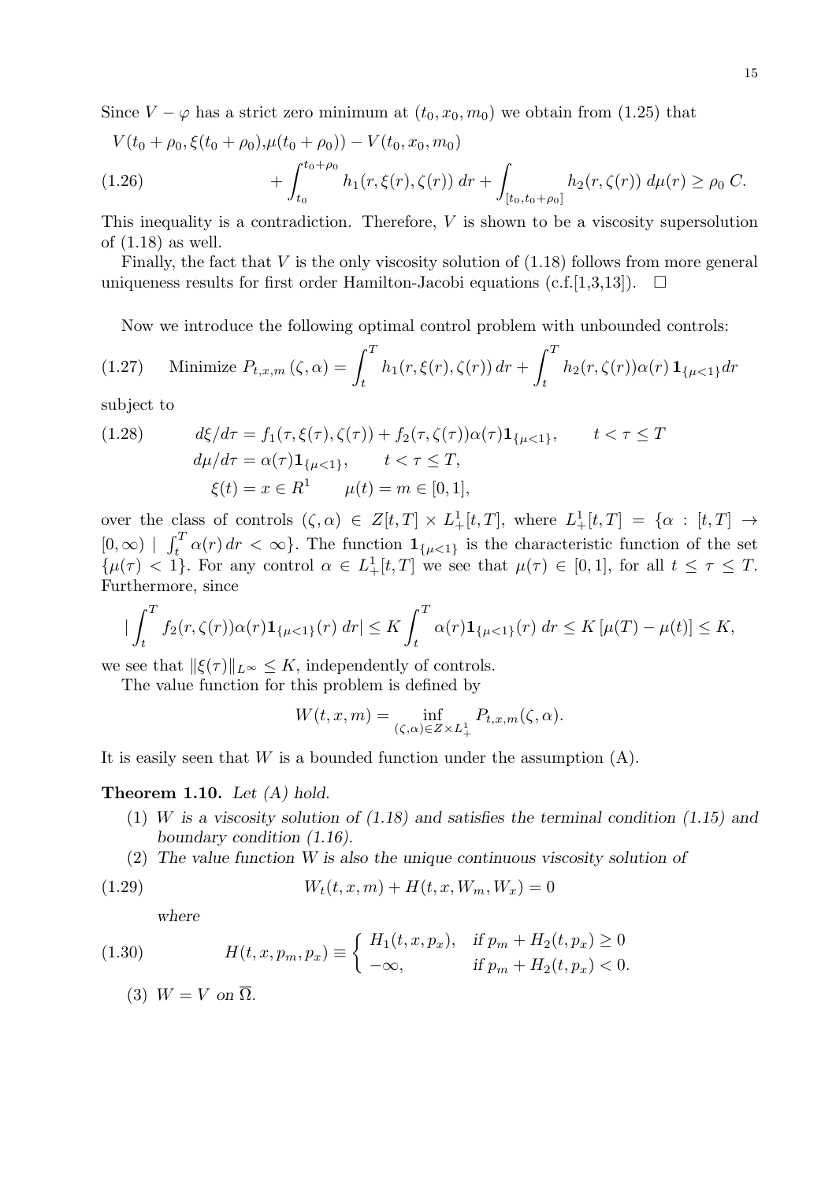Since $V - \varphi$ has a strict zero minimum at $(t_0, x_0, m_0)$ we obtain from (1.25) that

$$
\begin{aligned}
&V(t_0+\rho_0, \xi(t_0+\rho_0), \mu(t_0+\rho_0)) - V(t_0, x_0, m_0) \\
&\qquad + \int_{t_0}^{t_0+\rho_0} h_1(r, \xi(r), \zeta(r))\, dr + \int_{[t_0, t_0+\rho_0]} h_2(r, \zeta(r))\, d\mu(r) \geq \rho_0\, C. \qquad (1.26)
\end{aligned}
$$

This inequality is a contradiction. Therefore, $V$ is shown to be a viscosity supersolution of (1.18) as well.

Finally, the fact that $V$ is the only viscosity solution of (1.18) follows from more general uniqueness results for first order Hamilton-Jacobi equations (c.f.[1,3,13]). $\square$

Now we introduce the following optimal control problem with unbounded controls:

$$
\text{Minimize } P_{t,x,m}(\zeta, \alpha) = \int_t^T h_1(r, \xi(r), \zeta(r))\, dr + \int_t^T h_2(r, \zeta(r)) \alpha(r)\, \mathbf{1}_{\{\mu<1\}} dr \qquad (1.27)
$$

subject to

$$
\begin{aligned}
& d\xi/d\tau = f_1(\tau, \xi(\tau), \zeta(\tau)) + f_2(\tau, \zeta(\tau)) \alpha(\tau) \mathbf{1}_{\{\mu<1\}}, \qquad t < \tau \leq T \\
& d\mu/d\tau = \alpha(\tau) \mathbf{1}_{\{\mu<1\}}, \qquad t < \tau \leq T, \qquad (1.28)\\
& \xi(t) = x \in R^1 \qquad \mu(t) = m \in [0,1],
\end{aligned}
$$

over the class of controls $(\zeta, \alpha) \in Z[t,T] \times L^1_+[t,T]$, where $L^1_+[t,T] = \{\alpha : [t,T] \to [0,\infty) \mid \int_t^T \alpha(r)\, dr < \infty\}$. The function $\mathbf{1}_{\{\mu<1\}}$ is the characteristic function of the set $\{\mu(\tau) < 1\}$. For any control $\alpha \in L^1_+[t,T]$ we see that $\mu(\tau) \in [0,1]$, for all $t \leq \tau \leq T$. Furthermore, since

$$
\left| \int_t^T f_2(r, \zeta(r)) \alpha(r) \mathbf{1}_{\{\mu<1\}}(r)\, dr \right| \leq K \int_t^T \alpha(r) \mathbf{1}_{\{\mu<1\}}(r)\, dr \leq K\, [\mu(T) - \mu(t)] \leq K,
$$

we see that $\|\xi(\tau)\|_{L^\infty} \leq K$, independently of controls.

The value function for this problem is defined by

$$
W(t,x,m) = \inf_{(\zeta,\alpha) \in Z \times L^1_+} P_{t,x,m}(\zeta, \alpha).
$$

It is easily seen that $W$ is a bounded function under the assumption (A).

**Theorem 1.10.** *Let (A) hold.*

1. *$W$ is a viscosity solution of (1.18) and satisfies the terminal condition (1.15) and boundary condition (1.16).*
2. *The value function $W$ is also the unique continuous viscosity solution of*

$$
W_t(t,x,m) + H(t,x,W_m,W_x) = 0 \qquad (1.29)
$$

*where*

$$
H(t,x,p_m,p_x) \equiv \begin{cases} H_1(t,x,p_x), & \text{if } p_m + H_2(t,p_x) \geq 0 \\ -\infty, & \text{if } p_m + H_2(t,p_x) < 0. \end{cases} \qquad (1.30)
$$

3. *$W = V$ on $\overline{\Omega}$.*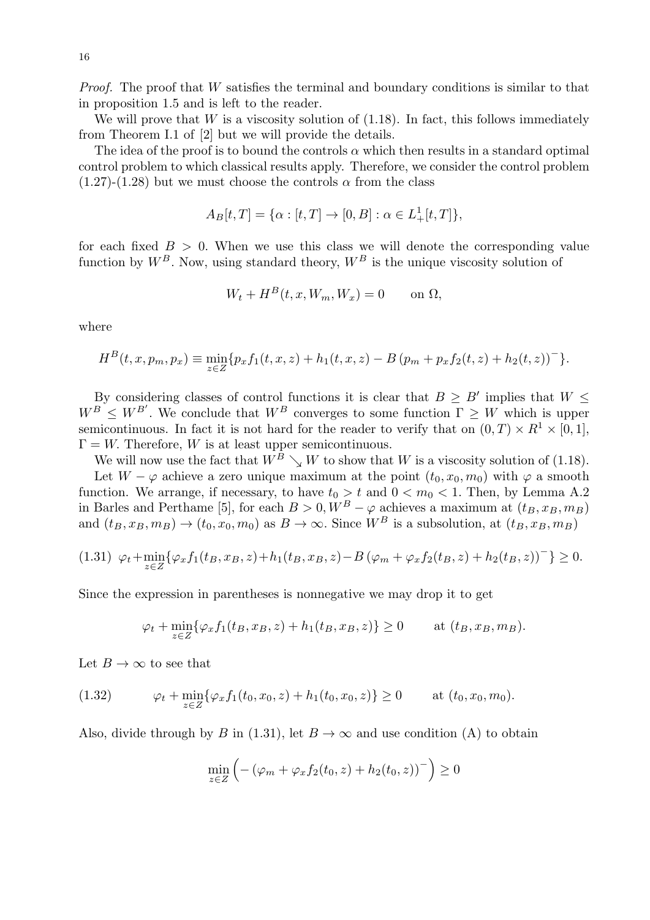*Proof.* The proof that $W$ satisfies the terminal and boundary conditions is similar to that in proposition 1.5 and is left to the reader.

We will prove that $W$ is a viscosity solution of (1.18). In fact, this follows immediately from Theorem I.1 of [2] but we will provide the details.

The idea of the proof is to bound the controls $\alpha$ which then results in a standard optimal control problem to which classical results apply. Therefore, we consider the control problem (1.27)-(1.28) but we must choose the controls $\alpha$ from the class

$$A_B[t,T] = \{\alpha : [t,T] \to [0,B] : \alpha \in L^1_+[t,T]\},$$

for each fixed $B > 0$. When we use this class we will denote the corresponding value function by $W^B$. Now, using standard theory, $W^B$ is the unique viscosity solution of

$$W_t + H^B(t,x,W_m,W_x) = 0 \qquad \text{on } \Omega,$$

where

$$H^B(t,x,p_m,p_x) \equiv \min_{z\in Z}\{p_x f_1(t,x,z) + h_1(t,x,z) - B\,(p_m + p_x f_2(t,z) + h_2(t,z))^-\}.$$

By considering classes of control functions it is clear that $B \geq B'$ implies that $W \leq W^B \leq W^{B'}$. We conclude that $W^B$ converges to some function $\Gamma \geq W$ which is upper semicontinuous. In fact it is not hard for the reader to verify that on $(0,T) \times R^1 \times [0,1]$, $\Gamma = W$. Therefore, $W$ is at least upper semicontinuous.

We will now use the fact that $W^B \searrow W$ to show that $W$ is a viscosity solution of (1.18).

Let $W - \varphi$ achieve a zero unique maximum at the point $(t_0, x_0, m_0)$ with $\varphi$ a smooth function. We arrange, if necessary, to have $t_0 > t$ and $0 < m_0 < 1$. Then, by Lemma A.2 in Barles and Perthame [5], for each $B > 0, W^B - \varphi$ achieves a maximum at $(t_B, x_B, m_B)$ and $(t_B, x_B, m_B) \to (t_0, x_0, m_0)$ as $B \to \infty$. Since $W^B$ is a subsolution, at $(t_B, x_B, m_B)$

$$\varphi_t + \min_{z\in Z}\{\varphi_x f_1(t_B,x_B,z) + h_1(t_B,x_B,z) - B\,(\varphi_m + \varphi_x f_2(t_B,z) + h_2(t_B,z))^-\} \geq 0. \tag{1.31}$$

Since the expression in parentheses is nonnegative we may drop it to get

$$\varphi_t + \min_{z\in Z}\{\varphi_x f_1(t_B,x_B,z) + h_1(t_B,x_B,z)\} \geq 0 \qquad \text{at } (t_B,x_B,m_B).$$

Let $B \to \infty$ to see that

$$\varphi_t + \min_{z\in Z}\{\varphi_x f_1(t_0,x_0,z) + h_1(t_0,x_0,z)\} \geq 0 \qquad \text{at } (t_0,x_0,m_0). \tag{1.32}$$

Also, divide through by $B$ in (1.31), let $B \to \infty$ and use condition (A) to obtain

$$\min_{z\in Z}\Big(-\,(\varphi_m + \varphi_x f_2(t_0,z) + h_2(t_0,z))^-\Big) \geq 0$$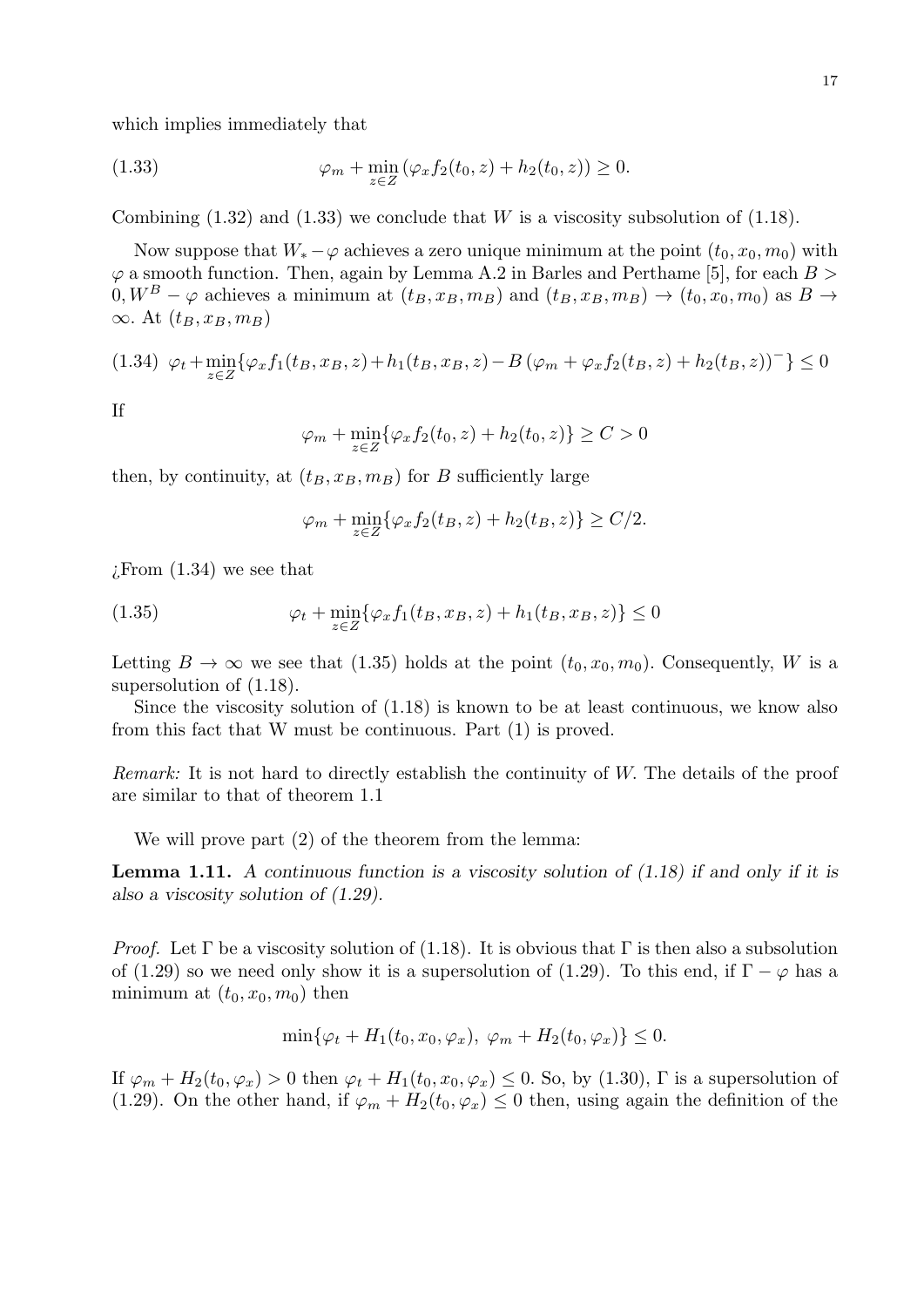which implies immediately that

$$\varphi_m + \min_{z \in Z} \left( \varphi_x f_2(t_0, z) + h_2(t_0, z) \right) \geq 0. \tag{1.33}$$

Combining (1.32) and (1.33) we conclude that $W$ is a viscosity subsolution of (1.18).

Now suppose that $W_* - \varphi$ achieves a zero unique minimum at the point $(t_0, x_0, m_0)$ with $\varphi$ a smooth function. Then, again by Lemma A.2 in Barles and Perthame [5], for each $B > 0, W^B - \varphi$ achieves a minimum at $(t_B, x_B, m_B)$ and $(t_B, x_B, m_B) \to (t_0, x_0, m_0)$ as $B \to \infty$. At $(t_B, x_B, m_B)$

$$\varphi_t + \min_{z \in Z} \{ \varphi_x f_1(t_B, x_B, z) + h_1(t_B, x_B, z) - B \left( \varphi_m + \varphi_x f_2(t_B, z) + h_2(t_B, z) \right)^- \} \leq 0 \tag{1.34}$$

If

$$\varphi_m + \min_{z \in Z} \{ \varphi_x f_2(t_0, z) + h_2(t_0, z) \} \geq C > 0$$

then, by continuity, at $(t_B, x_B, m_B)$ for $B$ sufficiently large

$$\varphi_m + \min_{z \in Z} \{ \varphi_x f_2(t_B, z) + h_2(t_B, z) \} \geq C/2.$$

¿From (1.34) we see that

$$\varphi_t + \min_{z \in Z} \{ \varphi_x f_1(t_B, x_B, z) + h_1(t_B, x_B, z) \} \leq 0 \tag{1.35}$$

Letting $B \to \infty$ we see that (1.35) holds at the point $(t_0, x_0, m_0)$. Consequently, $W$ is a supersolution of (1.18).

Since the viscosity solution of (1.18) is known to be at least continuous, we know also from this fact that W must be continuous. Part (1) is proved.

*Remark:* It is not hard to directly establish the continuity of $W$. The details of the proof are similar to that of theorem 1.1

We will prove part (2) of the theorem from the lemma:

**Lemma 1.11.** *A continuous function is a viscosity solution of (1.18) if and only if it is also a viscosity solution of (1.29).*

*Proof.* Let $\Gamma$ be a viscosity solution of (1.18). It is obvious that $\Gamma$ is then also a subsolution of (1.29) so we need only show it is a supersolution of (1.29). To this end, if $\Gamma - \varphi$ has a minimum at $(t_0, x_0, m_0)$ then

$$\min\{\varphi_t + H_1(t_0, x_0, \varphi_x), \ \varphi_m + H_2(t_0, \varphi_x)\} \leq 0.$$

If $\varphi_m + H_2(t_0, \varphi_x) > 0$ then $\varphi_t + H_1(t_0, x_0, \varphi_x) \leq 0$. So, by (1.30), $\Gamma$ is a supersolution of (1.29). On the other hand, if $\varphi_m + H_2(t_0, \varphi_x) \leq 0$ then, using again the definition of the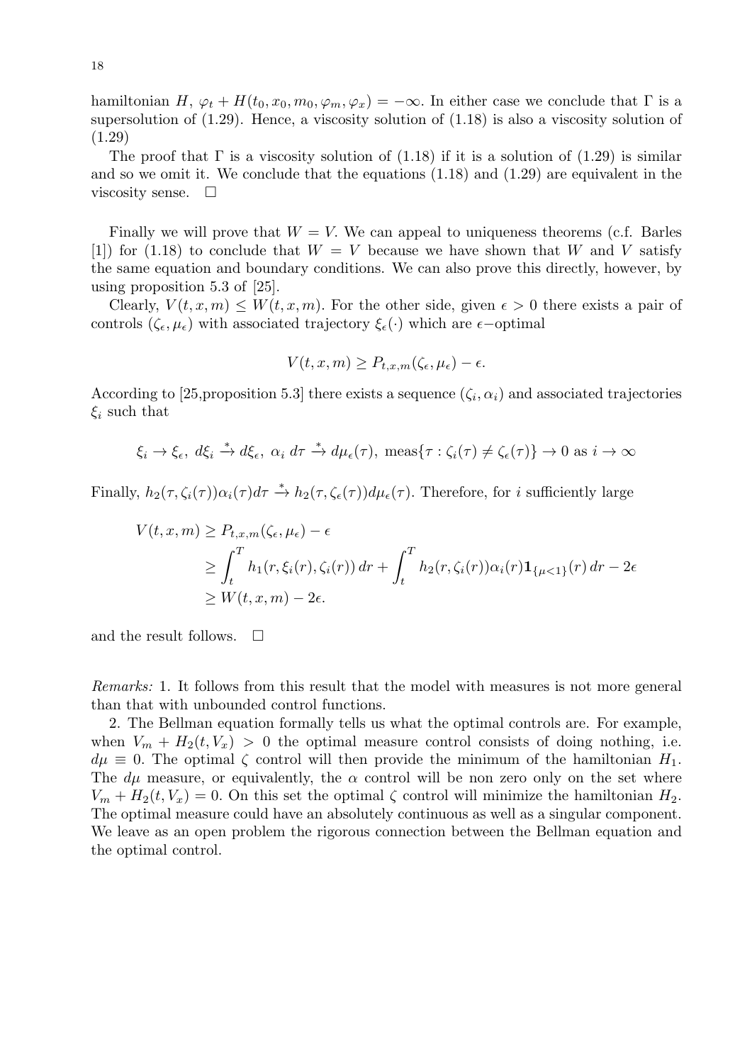hamiltonian $H$, $\varphi_t + H(t_0, x_0, m_0, \varphi_m, \varphi_x) = -\infty$. In either case we conclude that $\Gamma$ is a supersolution of (1.29). Hence, a viscosity solution of (1.18) is also a viscosity solution of (1.29)

The proof that $\Gamma$ is a viscosity solution of (1.18) if it is a solution of (1.29) is similar and so we omit it. We conclude that the equations (1.18) and (1.29) are equivalent in the viscosity sense. $\square$

Finally we will prove that $W = V$. We can appeal to uniqueness theorems (c.f. Barles [1]) for (1.18) to conclude that $W = V$ because we have shown that $W$ and $V$ satisfy the same equation and boundary conditions. We can also prove this directly, however, by using proposition 5.3 of [25].

Clearly, $V(t, x, m) \leq W(t, x, m)$. For the other side, given $\epsilon > 0$ there exists a pair of controls $(\zeta_\epsilon, \mu_\epsilon)$ with associated trajectory $\xi_\epsilon(\cdot)$ which are $\epsilon-$optimal

$$V(t, x, m) \geq P_{t,x,m}(\zeta_\epsilon, \mu_\epsilon) - \epsilon.$$

According to [25,proposition 5.3] there exists a sequence $(\zeta_i, \alpha_i)$ and associated trajectories $\xi_i$ such that

$$\xi_i \to \xi_\epsilon,\ d\xi_i \xrightarrow{*} d\xi_\epsilon,\ \alpha_i\ d\tau \xrightarrow{*} d\mu_\epsilon(\tau),\ \text{meas}\{\tau : \zeta_i(\tau) \neq \zeta_\epsilon(\tau)\} \to 0 \text{ as } i \to \infty$$

Finally, $h_2(\tau, \zeta_i(\tau))\alpha_i(\tau)d\tau \xrightarrow{*} h_2(\tau, \zeta_\epsilon(\tau))d\mu_\epsilon(\tau)$. Therefore, for $i$ sufficiently large

$$\begin{aligned}
V(t, x, m) &\geq P_{t,x,m}(\zeta_\epsilon, \mu_\epsilon) - \epsilon \\
&\geq \int_t^T h_1(r, \xi_i(r), \zeta_i(r))\, dr + \int_t^T h_2(r, \zeta_i(r))\alpha_i(r)\mathbf{1}_{\{\mu<1\}}(r)\, dr - 2\epsilon \\
&\geq W(t, x, m) - 2\epsilon.
\end{aligned}$$

and the result follows. $\square$

*Remarks:* 1. It follows from this result that the model with measures is not more general than that with unbounded control functions.

2. The Bellman equation formally tells us what the optimal controls are. For example, when $V_m + H_2(t, V_x) > 0$ the optimal measure control consists of doing nothing, i.e. $d\mu \equiv 0$. The optimal $\zeta$ control will then provide the minimum of the hamiltonian $H_1$. The $d\mu$ measure, or equivalently, the $\alpha$ control will be non zero only on the set where $V_m + H_2(t, V_x) = 0$. On this set the optimal $\zeta$ control will minimize the hamiltonian $H_2$. The optimal measure could have an absolutely continuous as well as a singular component. We leave as an open problem the rigorous connection between the Bellman equation and the optimal control.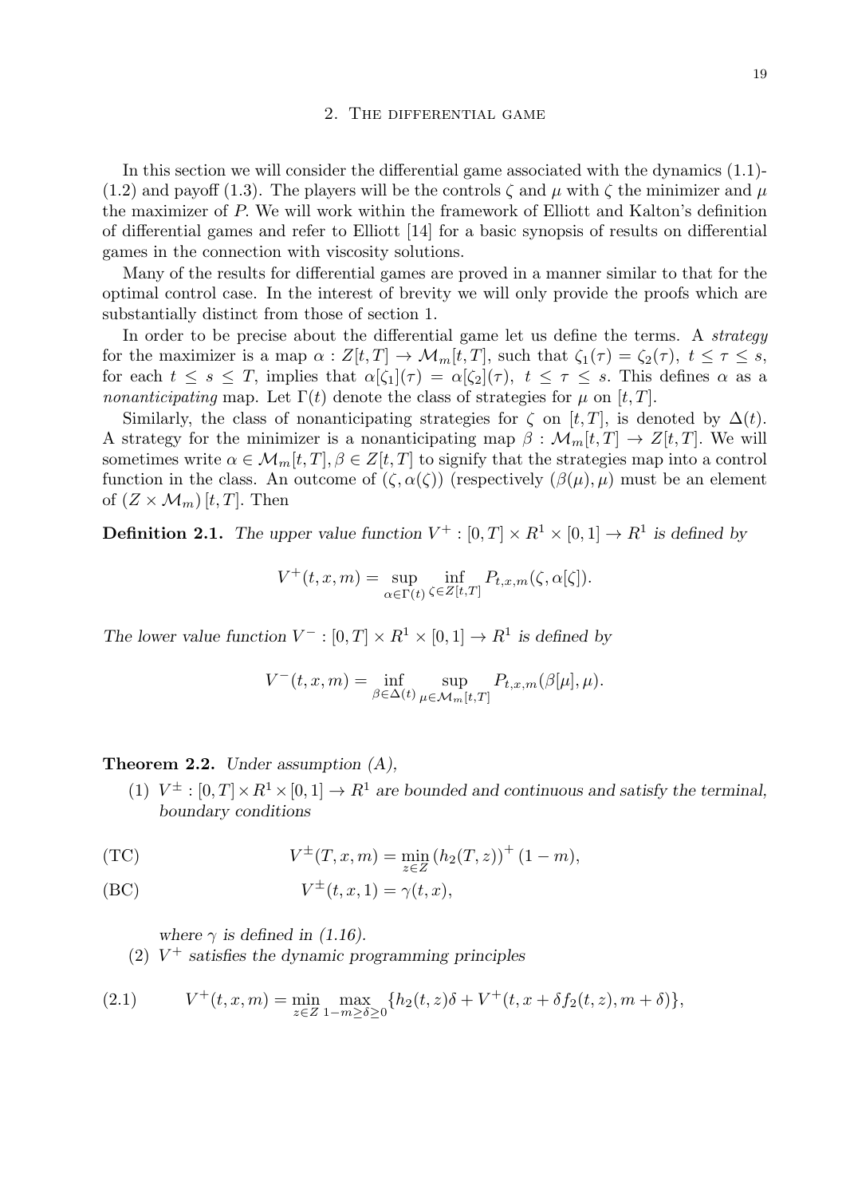## 2. The differential game

In this section we will consider the differential game associated with the dynamics (1.1)-(1.2) and payoff (1.3). The players will be the controls $\zeta$ and $\mu$ with $\zeta$ the minimizer and $\mu$ the maximizer of $P$. We will work within the framework of Elliott and Kalton's definition of differential games and refer to Elliott [14] for a basic synopsis of results on differential games in the connection with viscosity solutions.

Many of the results for differential games are proved in a manner similar to that for the optimal control case. In the interest of brevity we will only provide the proofs which are substantially distinct from those of section 1.

In order to be precise about the differential game let us define the terms. A *strategy* for the maximizer is a map $\alpha : Z[t,T] \to \mathcal{M}_m[t,T]$, such that $\zeta_1(\tau) = \zeta_2(\tau),\ t \le \tau \le s$, for each $t \le s \le T$, implies that $\alpha[\zeta_1](\tau) = \alpha[\zeta_2](\tau),\ t \le \tau \le s$. This defines $\alpha$ as a *nonanticipating* map. Let $\Gamma(t)$ denote the class of strategies for $\mu$ on $[t,T]$.

Similarly, the class of nonanticipating strategies for $\zeta$ on $[t,T]$, is denoted by $\Delta(t)$. A strategy for the minimizer is a nonanticipating map $\beta : \mathcal{M}_m[t,T] \to Z[t,T]$. We will sometimes write $\alpha \in \mathcal{M}_m[t,T], \beta \in Z[t,T]$ to signify that the strategies map into a control function in the class. An outcome of $(\zeta, \alpha(\zeta))$ (respectively $(\beta(\mu), \mu)$ must be an element of $(Z \times \mathcal{M}_m)[t,T]$. Then

**Definition 2.1.** *The upper value function $V^+ : [0,T] \times R^1 \times [0,1] \to R^1$ is defined by*

$$V^+(t,x,m) = \sup_{\alpha \in \Gamma(t)} \inf_{\zeta \in Z[t,T]} P_{t,x,m}(\zeta, \alpha[\zeta]).$$

*The lower value function $V^- : [0,T] \times R^1 \times [0,1] \to R^1$ is defined by*

$$V^-(t,x,m) = \inf_{\beta \in \Delta(t)} \sup_{\mu \in \mathcal{M}_m[t,T]} P_{t,x,m}(\beta[\mu], \mu).$$

**Theorem 2.2.** *Under assumption (A),*

1. *$V^\pm : [0,T] \times R^1 \times [0,1] \to R^1$ are bounded and continuous and satisfy the terminal, boundary conditions*

$$V^\pm(T,x,m) = \min_{z \in Z} \left(h_2(T,z)\right)^+ (1-m), \tag{TC}$$

$$V^\pm(t,x,1) = \gamma(t,x), \tag{BC}$$

   *where $\gamma$ is defined in (1.16).*

2. *$V^+$ satisfies the dynamic programming principles*

$$V^+(t,x,m) = \min_{z \in Z} \max_{1-m \ge \delta \ge 0} \{h_2(t,z)\delta + V^+(t, x + \delta f_2(t,z), m + \delta)\}, \tag{2.1}$$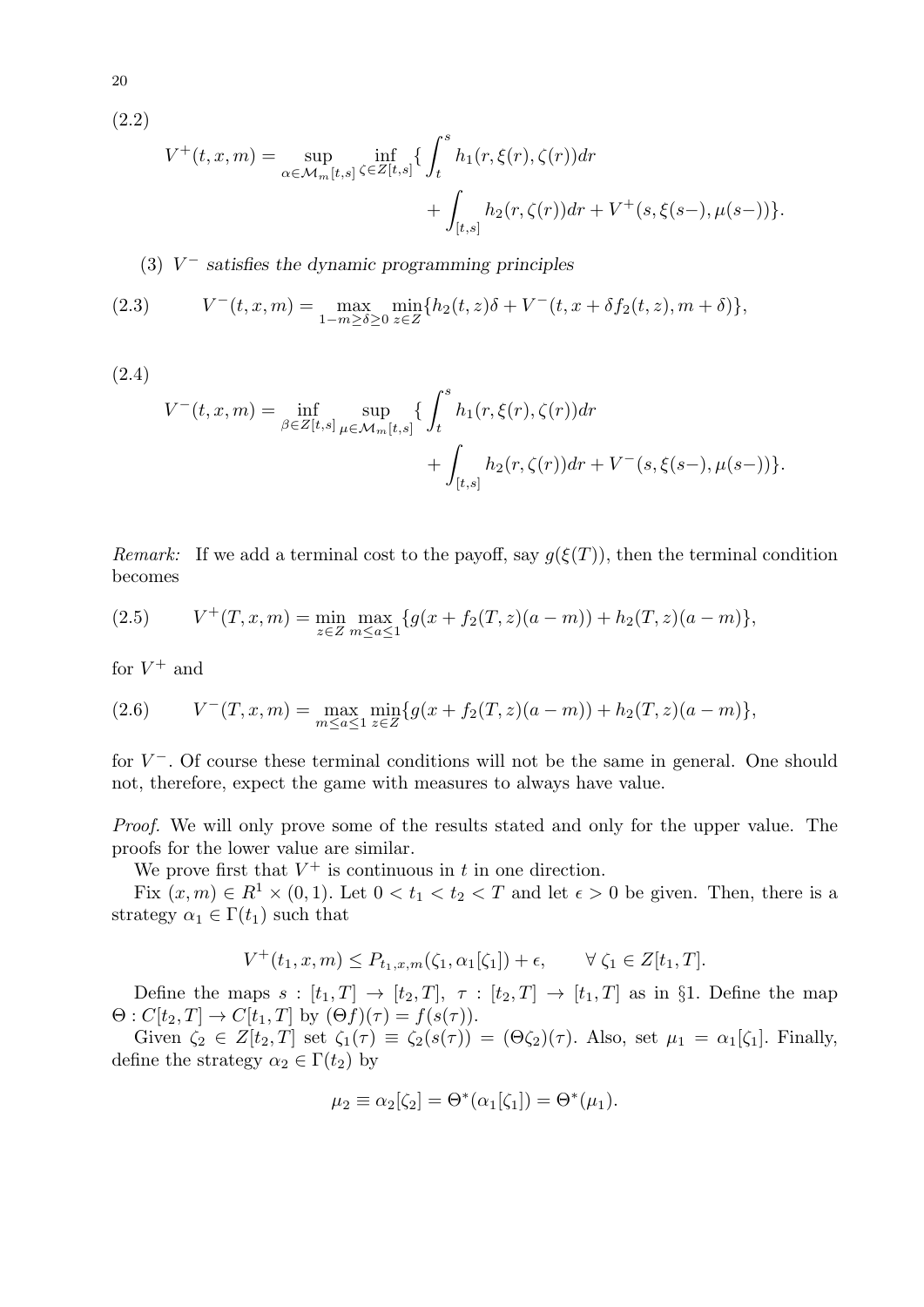(2.2)

$$V^+(t,x,m) = \sup_{\alpha \in \mathcal{M}_m[t,s]} \inf_{\zeta \in Z[t,s]} \{ \int_t^s h_1(r,\xi(r),\zeta(r))dr + \int_{[t,s]} h_2(r,\zeta(r))dr + V^+(s,\xi(s-),\mu(s-)) \}.$$

(3) *$V^-$ satisfies the dynamic programming principles*

$$V^-(t,x,m) = \max_{1-m \geq \delta \geq 0} \min_{z \in Z} \{ h_2(t,z)\delta + V^-(t,x+\delta f_2(t,z), m+\delta) \}, \tag{2.3}$$

(2.4)

$$V^-(t,x,m) = \inf_{\beta \in Z[t,s]} \sup_{\mu \in \mathcal{M}_m[t,s]} \{ \int_t^s h_1(r,\xi(r),\zeta(r))dr + \int_{[t,s]} h_2(r,\zeta(r))dr + V^-(s,\xi(s-),\mu(s-)) \}.$$

*Remark:* If we add a terminal cost to the payoff, say $g(\xi(T))$, then the terminal condition becomes

$$V^+(T,x,m) = \min_{z \in Z} \max_{m \leq a \leq 1} \{ g(x + f_2(T,z)(a-m)) + h_2(T,z)(a-m) \}, \tag{2.5}$$

for $V^+$ and

$$V^-(T,x,m) = \max_{m \leq a \leq 1} \min_{z \in Z} \{ g(x + f_2(T,z)(a-m)) + h_2(T,z)(a-m) \}, \tag{2.6}$$

for $V^-$. Of course these terminal conditions will not be the same in general. One should not, therefore, expect the game with measures to always have value.

*Proof.* We will only prove some of the results stated and only for the upper value. The proofs for the lower value are similar.

We prove first that $V^+$ is continuous in $t$ in one direction.

Fix $(x,m) \in R^1 \times (0,1)$. Let $0 < t_1 < t_2 < T$ and let $\epsilon > 0$ be given. Then, there is a strategy $\alpha_1 \in \Gamma(t_1)$ such that

$$V^+(t_1,x,m) \leq P_{t_1,x,m}(\zeta_1, \alpha_1[\zeta_1]) + \epsilon, \qquad \forall\, \zeta_1 \in Z[t_1,T].$$

Define the maps $s : [t_1,T] \to [t_2,T]$, $\tau : [t_2,T] \to [t_1,T]$ as in §1. Define the map $\Theta : C[t_2,T] \to C[t_1,T]$ by $(\Theta f)(\tau) = f(s(\tau))$.

Given $\zeta_2 \in Z[t_2,T]$ set $\zeta_1(\tau) \equiv \zeta_2(s(\tau)) = (\Theta\zeta_2)(\tau)$. Also, set $\mu_1 = \alpha_1[\zeta_1]$. Finally, define the strategy $\alpha_2 \in \Gamma(t_2)$ by

$$\mu_2 \equiv \alpha_2[\zeta_2] = \Theta^*(\alpha_1[\zeta_1]) = \Theta^*(\mu_1).$$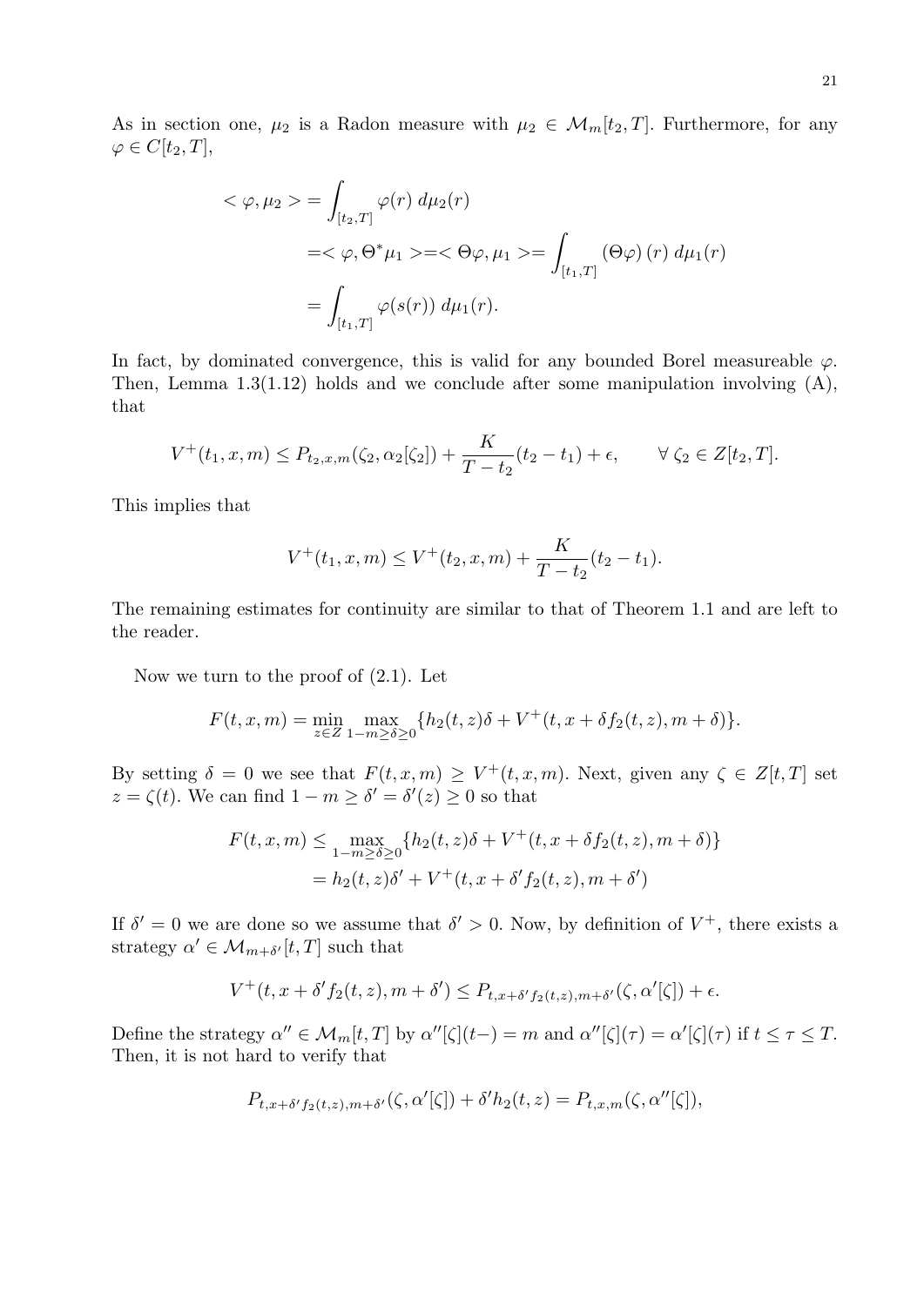As in section one, $\mu_2$ is a Radon measure with $\mu_2 \in \mathcal{M}_m[t_2, T]$. Furthermore, for any $\varphi \in C[t_2, T]$,

$$
\begin{aligned}
<\varphi, \mu_2> &= \int_{[t_2,T]} \varphi(r)\, d\mu_2(r) \\
&= <\varphi, \Theta^* \mu_1> = <\Theta\varphi, \mu_1> = \int_{[t_1,T]} \left(\Theta\varphi\right)(r)\, d\mu_1(r) \\
&= \int_{[t_1,T]} \varphi(s(r))\, d\mu_1(r).
\end{aligned}
$$

In fact, by dominated convergence, this is valid for any bounded Borel measureable $\varphi$. Then, Lemma 1.3(1.12) holds and we conclude after some manipulation involving (A), that

$$
V^+(t_1, x, m) \le P_{t_2,x,m}(\zeta_2, \alpha_2[\zeta_2]) + \frac{K}{T - t_2}(t_2 - t_1) + \epsilon, \qquad \forall\, \zeta_2 \in Z[t_2, T].
$$

This implies that

$$
V^+(t_1, x, m) \le V^+(t_2, x, m) + \frac{K}{T - t_2}(t_2 - t_1).
$$

The remaining estimates for continuity are similar to that of Theorem 1.1 and are left to the reader.

Now we turn to the proof of (2.1). Let

$$
F(t, x, m) = \min_{z \in Z} \max_{1-m \ge \delta \ge 0} \{h_2(t, z)\delta + V^+(t, x + \delta f_2(t, z), m + \delta)\}.
$$

By setting $\delta = 0$ we see that $F(t, x, m) \ge V^+(t, x, m)$. Next, given any $\zeta \in Z[t, T]$ set $z = \zeta(t)$. We can find $1 - m \ge \delta' = \delta'(z) \ge 0$ so that

$$
\begin{aligned}
F(t, x, m) &\le \max_{1-m \ge \delta \ge 0} \{h_2(t, z)\delta + V^+(t, x + \delta f_2(t, z), m + \delta)\} \\
&= h_2(t, z)\delta' + V^+(t, x + \delta' f_2(t, z), m + \delta')
\end{aligned}
$$

If $\delta' = 0$ we are done so we assume that $\delta' > 0$. Now, by definition of $V^+$, there exists a strategy $\alpha' \in \mathcal{M}_{m+\delta'}[t, T]$ such that

$$
V^+(t, x + \delta' f_2(t, z), m + \delta') \le P_{t,x+\delta' f_2(t,z),m+\delta'}(\zeta, \alpha'[\zeta]) + \epsilon.
$$

Define the strategy $\alpha'' \in \mathcal{M}_m[t, T]$ by $\alpha''[\zeta](t-) = m$ and $\alpha''[\zeta](\tau) = \alpha'[\zeta](\tau)$ if $t \le \tau \le T$. Then, it is not hard to verify that

$$
P_{t,x+\delta' f_2(t,z),m+\delta'}(\zeta, \alpha'[\zeta]) + \delta' h_2(t, z) = P_{t,x,m}(\zeta, \alpha''[\zeta]),
$$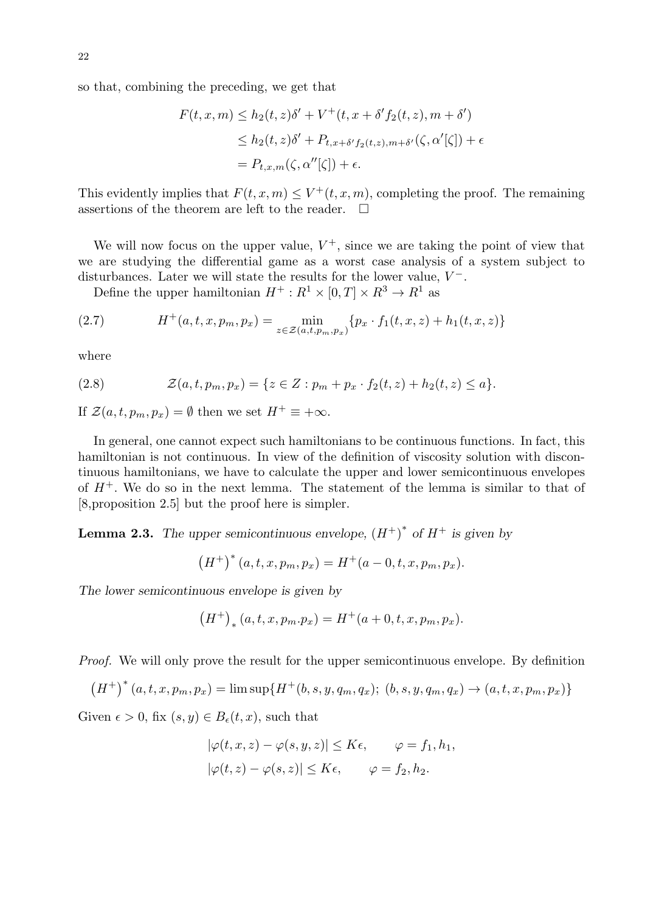so that, combining the preceding, we get that

$$
\begin{aligned}
F(t,x,m) &\le h_2(t,z)\delta' + V^+(t, x+\delta' f_2(t,z), m+\delta') \\
&\le h_2(t,z)\delta' + P_{t,x+\delta' f_2(t,z),m+\delta'}(\zeta, \alpha'[\zeta]) + \epsilon \\
&= P_{t,x,m}(\zeta, \alpha''[\zeta]) + \epsilon.
\end{aligned}
$$

This evidently implies that $F(t,x,m) \le V^+(t,x,m)$, completing the proof. The remaining assertions of the theorem are left to the reader. $\square$

We will now focus on the upper value, $V^+$, since we are taking the point of view that we are studying the differential game as a worst case analysis of a system subject to disturbances. Later we will state the results for the lower value, $V^-$.

Define the upper hamiltonian $H^+ : R^1 \times [0,T] \times R^3 \to R^1$ as

$$
H^+(a,t,x,p_m,p_x) = \min_{z \in \mathcal{Z}(a,t,p_m,p_x)} \{ p_x \cdot f_1(t,x,z) + h_1(t,x,z) \} \tag{2.7}
$$

where

$$
\mathcal{Z}(a,t,p_m,p_x) = \{ z \in Z : p_m + p_x \cdot f_2(t,z) + h_2(t,z) \le a \}. \tag{2.8}
$$

If $\mathcal{Z}(a,t,p_m,p_x) = \emptyset$ then we set $H^+ \equiv +\infty$.

In general, one cannot expect such hamiltonians to be continuous functions. In fact, this hamiltonian is not continuous. In view of the definition of viscosity solution with discontinuous hamiltonians, we have to calculate the upper and lower semicontinuous envelopes of $H^+$. We do so in the next lemma. The statement of the lemma is similar to that of [8,proposition 2.5] but the proof here is simpler.

**Lemma 2.3.** *The upper semicontinuous envelope, $(H^+)^*$ of $H^+$ is given by*

$$
(H^+)^*(a,t,x,p_m,p_x) = H^+(a-0,t,x,p_m,p_x).
$$

*The lower semicontinuous envelope is given by*

$$
(H^+)_*(a,t,x,p_m.p_x) = H^+(a+0,t,x,p_m,p_x).
$$

*Proof.* We will only prove the result for the upper semicontinuous envelope. By definition

$$
(H^+)^*(a,t,x,p_m,p_x) = \limsup \{ H^+(b,s,y,q_m,q_x);\ (b,s,y,q_m,q_x) \to (a,t,x,p_m,p_x) \}
$$

Given $\epsilon > 0$, fix $(s,y) \in B_\epsilon(t,x)$, such that

$$
\begin{aligned}
&|\varphi(t,x,z) - \varphi(s,y,z)| \le K\epsilon, \qquad \varphi = f_1, h_1, \\
&|\varphi(t,z) - \varphi(s,z)| \le K\epsilon, \qquad \varphi = f_2, h_2.
\end{aligned}
$$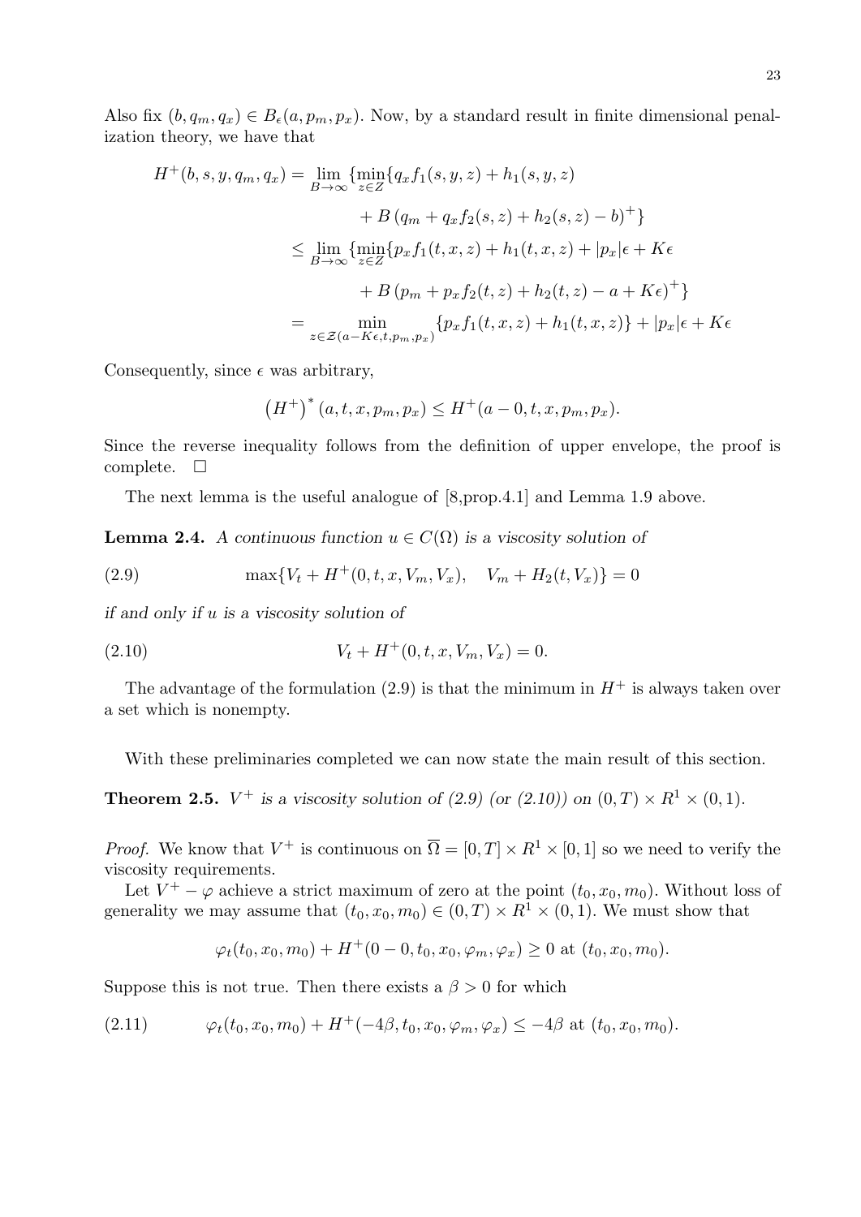Also fix $(b, q_m, q_x) \in B_\epsilon(a, p_m, p_x)$. Now, by a standard result in finite dimensional penalization theory, we have that

$$
\begin{aligned}
H^+(b, s, y, q_m, q_x) &= \lim_{B\to\infty} \{\min_{z\in Z}\{q_x f_1(s, y, z) + h_1(s, y, z) \\
&\qquad + B\left(q_m + q_x f_2(s, z) + h_2(s, z) - b\right)^+\} \\
&\le \lim_{B\to\infty} \{\min_{z\in Z}\{p_x f_1(t, x, z) + h_1(t, x, z) + |p_x|\epsilon + K\epsilon \\
&\qquad + B\left(p_m + p_x f_2(t, z) + h_2(t, z) - a + K\epsilon\right)^+\} \\
&= \min_{z\in \mathcal{Z}(a-K\epsilon, t, p_m, p_x)} \{p_x f_1(t, x, z) + h_1(t, x, z)\} + |p_x|\epsilon + K\epsilon
\end{aligned}
$$

Consequently, since $\epsilon$ was arbitrary,

$$
\left(H^+\right)^* (a, t, x, p_m, p_x) \le H^+(a - 0, t, x, p_m, p_x).
$$

Since the reverse inequality follows from the definition of upper envelope, the proof is complete. $\square$

The next lemma is the useful analogue of [8,prop.4.1] and Lemma 1.9 above.

**Lemma 2.4.** *A continuous function $u \in C(\Omega)$ is a viscosity solution of*

$$
\max\{V_t + H^+(0, t, x, V_m, V_x), \quad V_m + H_2(t, V_x)\} = 0 \tag{2.9}
$$

*if and only if $u$ is a viscosity solution of*

$$
V_t + H^+(0, t, x, V_m, V_x) = 0. \tag{2.10}
$$

The advantage of the formulation (2.9) is that the minimum in $H^+$ is always taken over a set which is nonempty.

With these preliminaries completed we can now state the main result of this section.

**Theorem 2.5.** *$V^+$ is a viscosity solution of (2.9) (or (2.10)) on $(0, T) \times R^1 \times (0, 1)$.*

*Proof.* We know that $V^+$ is continuous on $\overline{\Omega} = [0, T] \times R^1 \times [0, 1]$ so we need to verify the viscosity requirements.

Let $V^+ - \varphi$ achieve a strict maximum of zero at the point $(t_0, x_0, m_0)$. Without loss of generality we may assume that $(t_0, x_0, m_0) \in (0, T) \times R^1 \times (0, 1)$. We must show that

$$
\varphi_t(t_0, x_0, m_0) + H^+(0 - 0, t_0, x_0, \varphi_m, \varphi_x) \ge 0 \text{ at } (t_0, x_0, m_0).
$$

Suppose this is not true. Then there exists a $\beta > 0$ for which

$$
\varphi_t(t_0, x_0, m_0) + H^+(-4\beta, t_0, x_0, \varphi_m, \varphi_x) \le -4\beta \text{ at } (t_0, x_0, m_0). \tag{2.11}
$$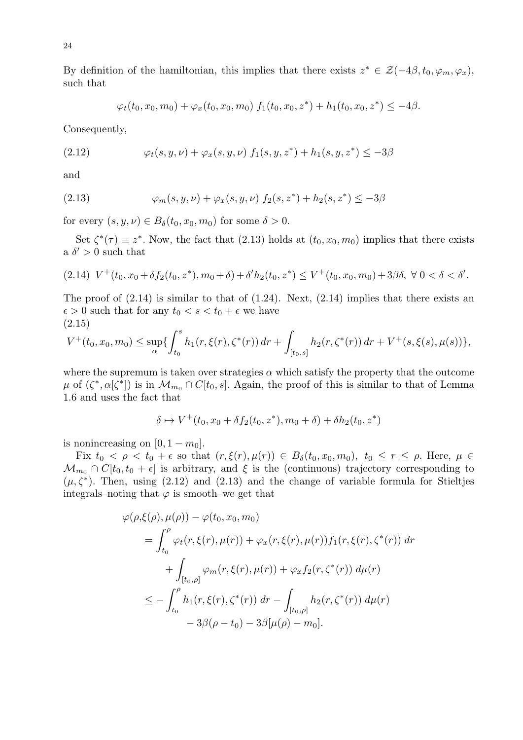By definition of the hamiltonian, this implies that there exists $z^* \in \mathcal{Z}(-4\beta, t_0, \varphi_m, \varphi_x)$, such that

$$\varphi_t(t_0, x_0, m_0) + \varphi_x(t_0, x_0, m_0)\ f_1(t_0, x_0, z^*) + h_1(t_0, x_0, z^*) \leq -4\beta.$$

Consequently,

$$\varphi_t(s, y, \nu) + \varphi_x(s, y, \nu)\ f_1(s, y, z^*) + h_1(s, y, z^*) \leq -3\beta \tag{2.12}$$

and

$$\varphi_m(s, y, \nu) + \varphi_x(s, y, \nu)\ f_2(s, z^*) + h_2(s, z^*) \leq -3\beta \tag{2.13}$$

for every $(s, y, \nu) \in B_\delta(t_0, x_0, m_0)$ for some $\delta > 0$.

Set $\zeta^*(\tau) \equiv z^*$. Now, the fact that (2.13) holds at $(t_0, x_0, m_0)$ implies that there exists a $\delta' > 0$ such that

$$V^+(t_0, x_0 + \delta f_2(t_0, z^*), m_0 + \delta) + \delta' h_2(t_0, z^*) \leq V^+(t_0, x_0, m_0) + 3\beta\delta,\ \forall\ 0 < \delta < \delta'. \tag{2.14}$$

The proof of (2.14) is similar to that of (1.24). Next, (2.14) implies that there exists an $\epsilon > 0$ such that for any $t_0 < s < t_0 + \epsilon$ we have

$$V^+(t_0, x_0, m_0) \leq \sup_\alpha \{ \int_{t_0}^s h_1(r, \xi(r), \zeta^*(r))\, dr + \int_{[t_0, s]} h_2(r, \zeta^*(r))\, dr + V^+(s, \xi(s), \mu(s)) \}, \tag{2.15}$$

where the supremum is taken over strategies $\alpha$ which satisfy the property that the outcome $\mu$ of $(\zeta^*, \alpha[\zeta^*])$ is in $\mathcal{M}_{m_0} \cap C[t_0, s]$. Again, the proof of this is similar to that of Lemma 1.6 and uses the fact that

$$\delta \mapsto V^+(t_0, x_0 + \delta f_2(t_0, z^*), m_0 + \delta) + \delta h_2(t_0, z^*)$$

is nonincreasing on $[0, 1 - m_0]$.

Fix $t_0 < \rho < t_0 + \epsilon$ so that $(r, \xi(r), \mu(r)) \in B_\delta(t_0, x_0, m_0),\ t_0 \leq r \leq \rho$. Here, $\mu \in \mathcal{M}_{m_0} \cap C[t_0, t_0 + \epsilon]$ is arbitrary, and $\xi$ is the (continuous) trajectory corresponding to $(\mu, \zeta^*)$. Then, using (2.12) and (2.13) and the change of variable formula for Stieltjes integrals–noting that $\varphi$ is smooth–we get that

$$\begin{aligned}
\varphi(\rho, &\xi(\rho), \mu(\rho)) - \varphi(t_0, x_0, m_0) \\
&= \int_{t_0}^{\rho} \varphi_t(r, \xi(r), \mu(r)) + \varphi_x(r, \xi(r), \mu(r)) f_1(r, \xi(r), \zeta^*(r))\ dr \\
&\quad + \int_{[t_0, \rho]} \varphi_m(r, \xi(r), \mu(r)) + \varphi_x f_2(r, \zeta^*(r))\ d\mu(r) \\
&\leq - \int_{t_0}^{\rho} h_1(r, \xi(r), \zeta^*(r))\ dr - \int_{[t_0, \rho]} h_2(r, \zeta^*(r))\ d\mu(r) \\
&\qquad - 3\beta(\rho - t_0) - 3\beta[\mu(\rho) - m_0].
\end{aligned}$$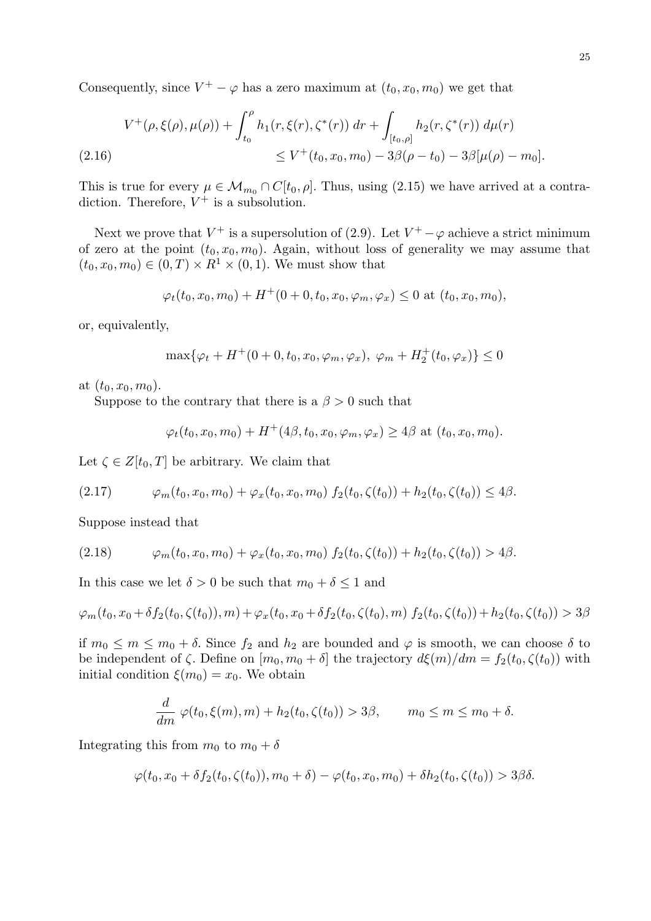Consequently, since $V^+ - \varphi$ has a zero maximum at $(t_0, x_0, m_0)$ we get that

$$
\begin{aligned}
V^+(\rho, \xi(\rho), \mu(\rho)) + \int_{t_0}^{\rho} h_1(r, \xi(r), \zeta^*(r))\, dr + \int_{[t_0,\rho]} h_2(r, \zeta^*(r))\, d\mu(r) \\
\le V^+(t_0, x_0, m_0) - 3\beta(\rho - t_0) - 3\beta[\mu(\rho) - m_0].
\end{aligned}
\tag{2.16}
$$

This is true for every $\mu \in \mathcal{M}_{m_0} \cap C[t_0, \rho]$. Thus, using (2.15) we have arrived at a contradiction. Therefore, $V^+$ is a subsolution.

Next we prove that $V^+$ is a supersolution of (2.9). Let $V^+ - \varphi$ achieve a strict minimum of zero at the point $(t_0, x_0, m_0)$. Again, without loss of generality we may assume that $(t_0, x_0, m_0) \in (0, T) \times R^1 \times (0, 1)$. We must show that

$$
\varphi_t(t_0, x_0, m_0) + H^+(0 + 0, t_0, x_0, \varphi_m, \varphi_x) \le 0 \text{ at } (t_0, x_0, m_0),
$$

or, equivalently,

$$
\max\{\varphi_t + H^+(0 + 0, t_0, x_0, \varphi_m, \varphi_x),\ \varphi_m + H_2^+(t_0, \varphi_x)\} \le 0
$$

at $(t_0, x_0, m_0)$.

Suppose to the contrary that there is a $\beta > 0$ such that

$$
\varphi_t(t_0, x_0, m_0) + H^+(4\beta, t_0, x_0, \varphi_m, \varphi_x) \ge 4\beta \text{ at } (t_0, x_0, m_0).
$$

Let $\zeta \in Z[t_0, T]$ be arbitrary. We claim that

$$
\varphi_m(t_0, x_0, m_0) + \varphi_x(t_0, x_0, m_0)\ f_2(t_0, \zeta(t_0)) + h_2(t_0, \zeta(t_0)) \le 4\beta. \tag{2.17}
$$

Suppose instead that

$$
\varphi_m(t_0, x_0, m_0) + \varphi_x(t_0, x_0, m_0)\ f_2(t_0, \zeta(t_0)) + h_2(t_0, \zeta(t_0)) > 4\beta. \tag{2.18}
$$

In this case we let $\delta > 0$ be such that $m_0 + \delta \le 1$ and

$$
\varphi_m(t_0, x_0 + \delta f_2(t_0, \zeta(t_0)), m) + \varphi_x(t_0, x_0 + \delta f_2(t_0, \zeta(t_0), m)\ f_2(t_0, \zeta(t_0)) + h_2(t_0, \zeta(t_0)) > 3\beta
$$

if $m_0 \le m \le m_0 + \delta$. Since $f_2$ and $h_2$ are bounded and $\varphi$ is smooth, we can choose $\delta$ to be independent of $\zeta$. Define on $[m_0, m_0 + \delta]$ the trajectory $d\xi(m)/dm = f_2(t_0, \zeta(t_0))$ with initial condition $\xi(m_0) = x_0$. We obtain

$$
\frac{d}{dm}\ \varphi(t_0, \xi(m), m) + h_2(t_0, \zeta(t_0)) > 3\beta, \qquad m_0 \le m \le m_0 + \delta.
$$

Integrating this from $m_0$ to $m_0 + \delta$

$$
\varphi(t_0, x_0 + \delta f_2(t_0, \zeta(t_0)), m_0 + \delta) - \varphi(t_0, x_0, m_0) + \delta h_2(t_0, \zeta(t_0)) > 3\beta\delta.
$$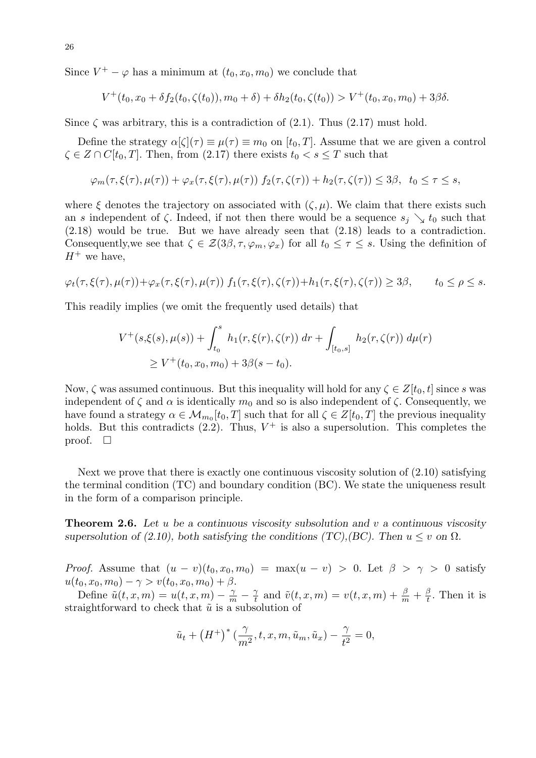Since $V^+ - \varphi$ has a minimum at $(t_0, x_0, m_0)$ we conclude that

$$V^+(t_0, x_0 + \delta f_2(t_0, \zeta(t_0)), m_0 + \delta) + \delta h_2(t_0, \zeta(t_0)) > V^+(t_0, x_0, m_0) + 3\beta\delta.$$

Since $\zeta$ was arbitrary, this is a contradiction of (2.1). Thus (2.17) must hold.

Define the strategy $\alpha[\zeta](\tau) \equiv \mu(\tau) \equiv m_0$ on $[t_0, T]$. Assume that we are given a control $\zeta \in Z \cap C[t_0, T]$. Then, from (2.17) there exists $t_0 < s \leq T$ such that

$$\varphi_m(\tau, \xi(\tau), \mu(\tau)) + \varphi_x(\tau, \xi(\tau), \mu(\tau))\ f_2(\tau, \zeta(\tau)) + h_2(\tau, \zeta(\tau)) \leq 3\beta, \ \ t_0 \leq \tau \leq s,$$

where $\xi$ denotes the trajectory on associated with $(\zeta, \mu)$. We claim that there exists such an $s$ independent of $\zeta$. Indeed, if not then there would be a sequence $s_j \searrow t_0$ such that (2.18) would be true. But we have already seen that (2.18) leads to a contradiction. Consequently,we see that $\zeta \in \mathcal{Z}(3\beta, \tau, \varphi_m, \varphi_x)$ for all $t_0 \leq \tau \leq s$. Using the definition of $H^+$ we have,

$$\varphi_t(\tau, \xi(\tau), \mu(\tau)) + \varphi_x(\tau, \xi(\tau), \mu(\tau))\ f_1(\tau, \xi(\tau), \zeta(\tau)) + h_1(\tau, \xi(\tau), \zeta(\tau)) \geq 3\beta, \qquad t_0 \leq \rho \leq s.$$

This readily implies (we omit the frequently used details) that

$$\begin{aligned} V^+(s,&\xi(s), \mu(s)) + \int_{t_0}^{s} h_1(r, \xi(r), \zeta(r))\ dr + \int_{[t_0,s]} h_2(r, \zeta(r))\ d\mu(r) \\ &\geq V^+(t_0, x_0, m_0) + 3\beta(s - t_0). \end{aligned}$$

Now, $\zeta$ was assumed continuous. But this inequality will hold for any $\zeta \in Z[t_0, t]$ since $s$ was independent of $\zeta$ and $\alpha$ is identically $m_0$ and so is also independent of $\zeta$. Consequently, we have found a strategy $\alpha \in \mathcal{M}_{m_0}[t_0, T]$ such that for all $\zeta \in Z[t_0, T]$ the previous inequality holds. But this contradicts (2.2). Thus, $V^+$ is also a supersolution. This completes the proof. $\square$

Next we prove that there is exactly one continuous viscosity solution of (2.10) satisfying the terminal condition (TC) and boundary condition (BC). We state the uniqueness result in the form of a comparison principle.

**Theorem 2.6.** *Let $u$ be a continuous viscosity subsolution and $v$ a continuous viscosity supersolution of (2.10), both satisfying the conditions (TC),(BC). Then $u \leq v$ on $\Omega$.*

*Proof.* Assume that $(u - v)(t_0, x_0, m_0) = \max(u - v) > 0$. Let $\beta > \gamma > 0$ satisfy $u(t_0, x_0, m_0) - \gamma > v(t_0, x_0, m_0) + \beta$.

Define $\tilde{u}(t, x, m) = u(t, x, m) - \frac{\gamma}{m} - \frac{\gamma}{t}$ and $\tilde{v}(t, x, m) = v(t, x, m) + \frac{\beta}{m} + \frac{\beta}{t}$. Then it is straightforward to check that $\tilde{u}$ is a subsolution of

$$\tilde{u}_t + \left(H^+\right)^* \left(\frac{\gamma}{m^2}, t, x, m, \tilde{u}_m, \tilde{u}_x\right) - \frac{\gamma}{t^2} = 0,$$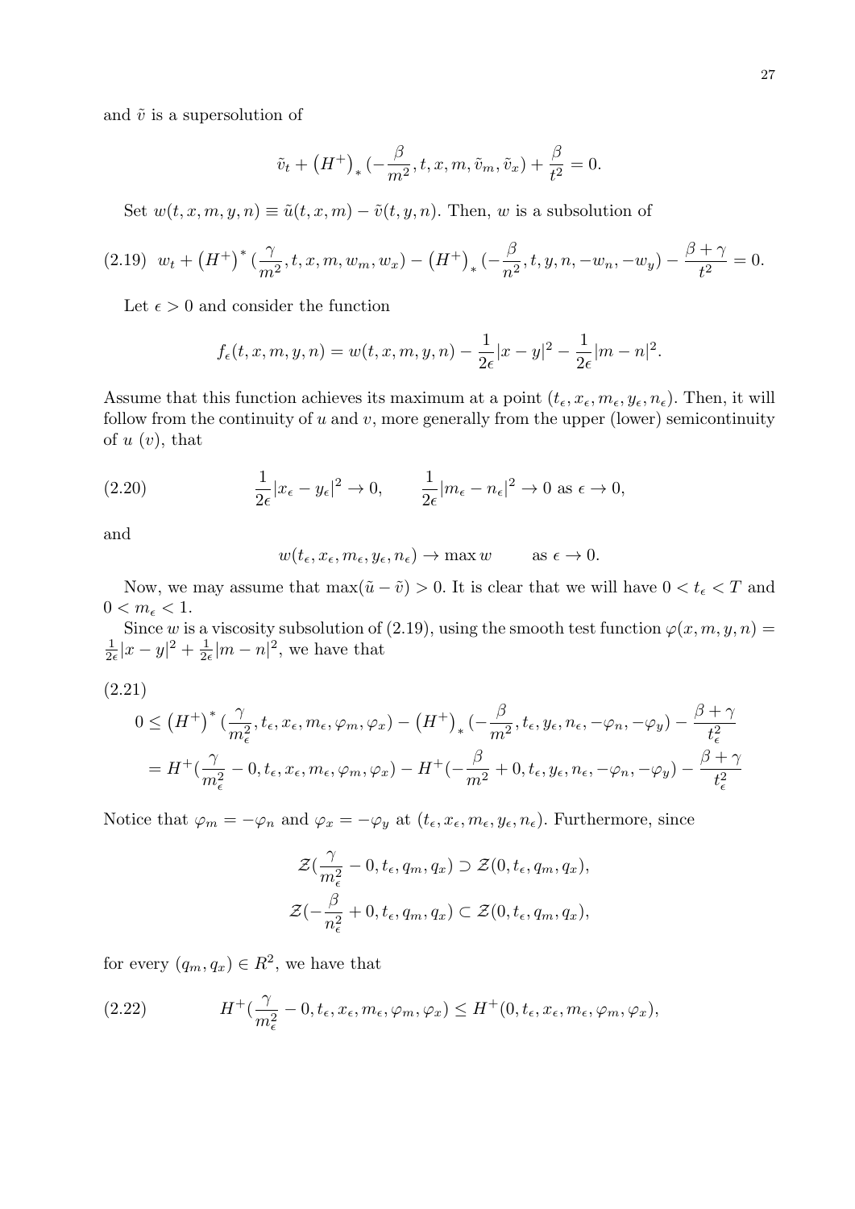and $\tilde{v}$ is a supersolution of

$$\tilde{v}_t + \left(H^+\right)_* (-\frac{\beta}{m^2}, t, x, m, \tilde{v}_m, \tilde{v}_x) + \frac{\beta}{t^2} = 0.$$

Set $w(t,x,m,y,n) \equiv \tilde{u}(t,x,m) - \tilde{v}(t,y,n)$. Then, $w$ is a subsolution of

$$w_t + \left(H^+\right)^* (\frac{\gamma}{m^2}, t, x, m, w_m, w_x) - \left(H^+\right)_* (-\frac{\beta}{n^2}, t, y, n, -w_n, -w_y) - \frac{\beta+\gamma}{t^2} = 0. \tag{2.19}$$

Let $\epsilon > 0$ and consider the function

$$f_\epsilon(t,x,m,y,n) = w(t,x,m,y,n) - \frac{1}{2\epsilon}|x-y|^2 - \frac{1}{2\epsilon}|m-n|^2.$$

Assume that this function achieves its maximum at a point $(t_\epsilon, x_\epsilon, m_\epsilon, y_\epsilon, n_\epsilon)$. Then, it will follow from the continuity of $u$ and $v$, more generally from the upper (lower) semicontinuity of $u$ ($v$), that

$$\frac{1}{2\epsilon}|x_\epsilon - y_\epsilon|^2 \to 0, \qquad \frac{1}{2\epsilon}|m_\epsilon - n_\epsilon|^2 \to 0 \text{ as } \epsilon \to 0, \tag{2.20}$$

and

$$w(t_\epsilon, x_\epsilon, m_\epsilon, y_\epsilon, n_\epsilon) \to \max w \qquad \text{as } \epsilon \to 0.$$

Now, we may assume that $\max(\tilde{u} - \tilde{v}) > 0$. It is clear that we will have $0 < t_\epsilon < T$ and $0 < m_\epsilon < 1$.

Since $w$ is a viscosity subsolution of (2.19), using the smooth test function $\varphi(x,m,y,n) = \frac{1}{2\epsilon}|x-y|^2 + \frac{1}{2\epsilon}|m-n|^2$, we have that

$$\begin{aligned} 0 &\le \left(H^+\right)^* (\frac{\gamma}{m_\epsilon^2}, t_\epsilon, x_\epsilon, m_\epsilon, \varphi_m, \varphi_x) - \left(H^+\right)_* (-\frac{\beta}{m^2}, t_\epsilon, y_\epsilon, n_\epsilon, -\varphi_n, -\varphi_y) - \frac{\beta+\gamma}{t_\epsilon^2} \\ &= H^+(\frac{\gamma}{m_\epsilon^2} - 0, t_\epsilon, x_\epsilon, m_\epsilon, \varphi_m, \varphi_x) - H^+(-\frac{\beta}{m^2} + 0, t_\epsilon, y_\epsilon, n_\epsilon, -\varphi_n, -\varphi_y) - \frac{\beta+\gamma}{t_\epsilon^2} \end{aligned} \tag{2.21}$$

Notice that $\varphi_m = -\varphi_n$ and $\varphi_x = -\varphi_y$ at $(t_\epsilon, x_\epsilon, m_\epsilon, y_\epsilon, n_\epsilon)$. Furthermore, since

$$\mathcal{Z}(\frac{\gamma}{m_\epsilon^2} - 0, t_\epsilon, q_m, q_x) \supset \mathcal{Z}(0, t_\epsilon, q_m, q_x),$$
$$\mathcal{Z}(-\frac{\beta}{n_\epsilon^2} + 0, t_\epsilon, q_m, q_x) \subset \mathcal{Z}(0, t_\epsilon, q_m, q_x),$$

for every $(q_m, q_x) \in R^2$, we have that

$$H^+(\frac{\gamma}{m_\epsilon^2} - 0, t_\epsilon, x_\epsilon, m_\epsilon, \varphi_m, \varphi_x) \le H^+(0, t_\epsilon, x_\epsilon, m_\epsilon, \varphi_m, \varphi_x), \tag{2.22}$$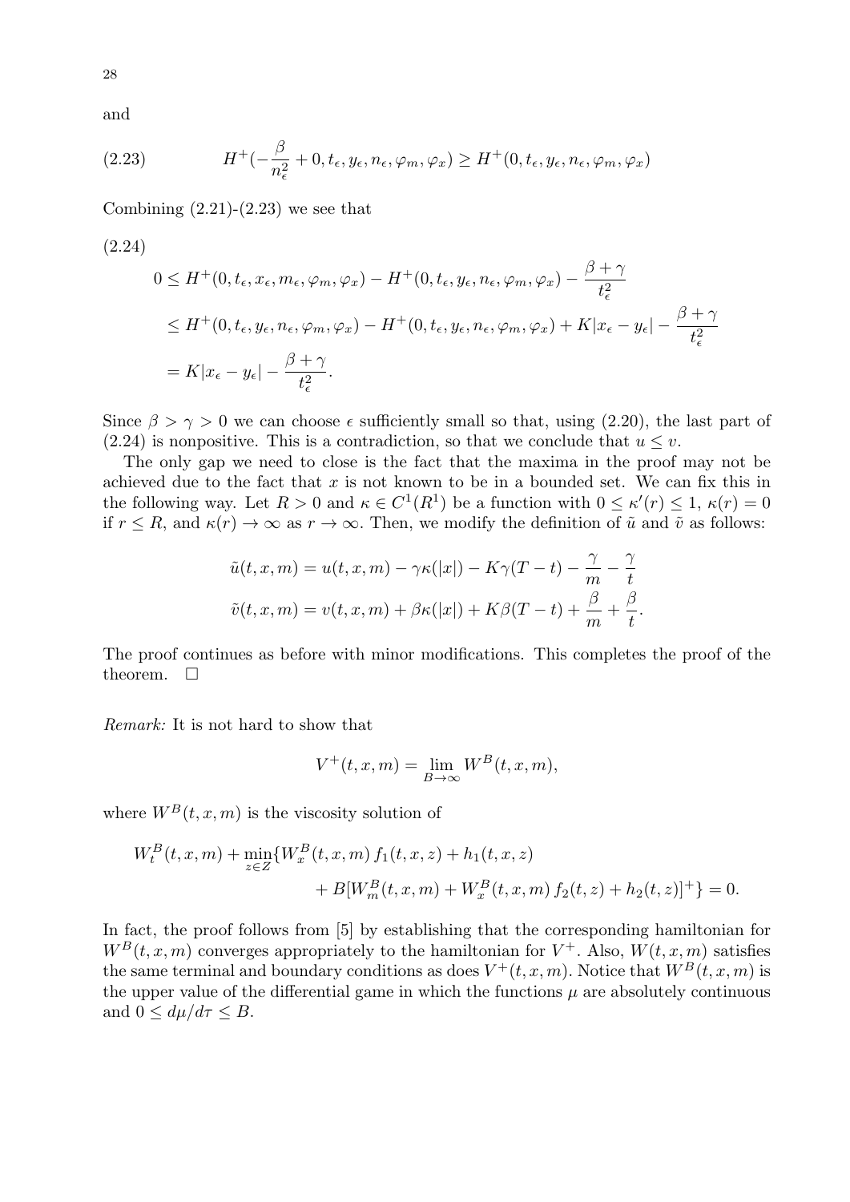and

$$H^+(-\frac{\beta}{n_\epsilon^2}+0, t_\epsilon, y_\epsilon, n_\epsilon, \varphi_m, \varphi_x) \geq H^+(0, t_\epsilon, y_\epsilon, n_\epsilon, \varphi_m, \varphi_x) \tag{2.23}$$

Combining (2.21)-(2.23) we see that

(2.24)

$$\begin{aligned}
0 &\leq H^+(0, t_\epsilon, x_\epsilon, m_\epsilon, \varphi_m, \varphi_x) - H^+(0, t_\epsilon, y_\epsilon, n_\epsilon, \varphi_m, \varphi_x) - \frac{\beta+\gamma}{t_\epsilon^2} \\
&\leq H^+(0, t_\epsilon, y_\epsilon, n_\epsilon, \varphi_m, \varphi_x) - H^+(0, t_\epsilon, y_\epsilon, n_\epsilon, \varphi_m, \varphi_x) + K|x_\epsilon - y_\epsilon| - \frac{\beta+\gamma}{t_\epsilon^2} \\
&= K|x_\epsilon - y_\epsilon| - \frac{\beta+\gamma}{t_\epsilon^2}.
\end{aligned}$$

Since $\beta > \gamma > 0$ we can choose $\epsilon$ sufficiently small so that, using (2.20), the last part of (2.24) is nonpositive. This is a contradiction, so that we conclude that $u \leq v$.

The only gap we need to close is the fact that the maxima in the proof may not be achieved due to the fact that $x$ is not known to be in a bounded set. We can fix this in the following way. Let $R > 0$ and $\kappa \in C^1(R^1)$ be a function with $0 \leq \kappa'(r) \leq 1$, $\kappa(r) = 0$ if $r \leq R$, and $\kappa(r) \to \infty$ as $r \to \infty$. Then, we modify the definition of $\tilde{u}$ and $\tilde{v}$ as follows:

$$\begin{aligned}
\tilde{u}(t, x, m) &= u(t, x, m) - \gamma\kappa(|x|) - K\gamma(T-t) - \frac{\gamma}{m} - \frac{\gamma}{t} \\
\tilde{v}(t, x, m) &= v(t, x, m) + \beta\kappa(|x|) + K\beta(T-t) + \frac{\beta}{m} + \frac{\beta}{t}.
\end{aligned}$$

The proof continues as before with minor modifications. This completes the proof of the theorem. $\square$

*Remark:* It is not hard to show that

$$V^+(t, x, m) = \lim_{B\to\infty} W^B(t, x, m),$$

where $W^B(t, x, m)$ is the viscosity solution of

$$\begin{aligned}
W_t^B(t, x, m) + \min_{z\in Z}\{&W_x^B(t, x, m)\, f_1(t, x, z) + h_1(t, x, z) \\
&+ B[W_m^B(t, x, m) + W_x^B(t, x, m)\, f_2(t, z) + h_2(t, z)]^+\} = 0.
\end{aligned}$$

In fact, the proof follows from [5] by establishing that the corresponding hamiltonian for $W^B(t, x, m)$ converges appropriately to the hamiltonian for $V^+$. Also, $W(t, x, m)$ satisfies the same terminal and boundary conditions as does $V^+(t, x, m)$. Notice that $W^B(t, x, m)$ is the upper value of the differential game in which the functions $\mu$ are absolutely continuous and $0 \leq d\mu/d\tau \leq B$.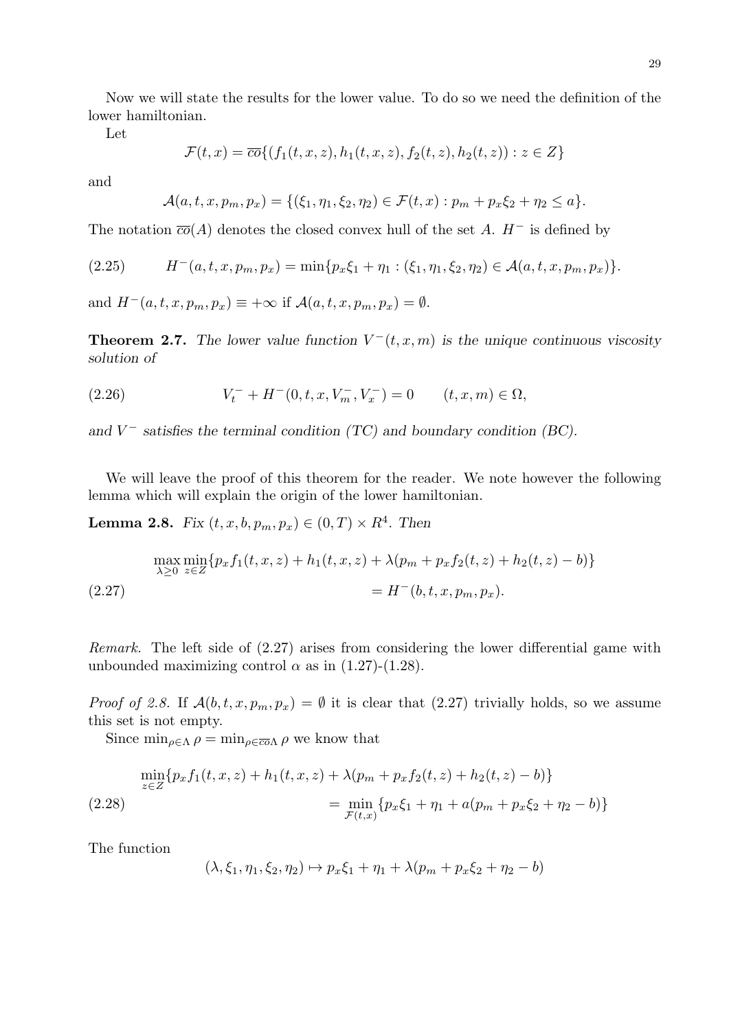Now we will state the results for the lower value. To do so we need the definition of the lower hamiltonian.

Let

$$\mathcal{F}(t,x) = \overline{co}\{(f_1(t,x,z), h_1(t,x,z), f_2(t,z), h_2(t,z)) : z \in Z\}$$

and

$$\mathcal{A}(a,t,x,p_m,p_x) = \{(\xi_1, \eta_1, \xi_2, \eta_2) \in \mathcal{F}(t,x) : p_m + p_x\xi_2 + \eta_2 \leq a\}.$$

The notation $\overline{co}(A)$ denotes the closed convex hull of the set $A$. $H^-$ is defined by

$$H^-(a,t,x,p_m,p_x) = \min\{p_x\xi_1 + \eta_1 : (\xi_1, \eta_1, \xi_2, \eta_2) \in \mathcal{A}(a,t,x,p_m,p_x)\}. \tag{2.25}$$

and $H^-(a,t,x,p_m,p_x) \equiv +\infty$ if $\mathcal{A}(a,t,x,p_m,p_x) = \emptyset$.

**Theorem 2.7.** *The lower value function $V^-(t,x,m)$ is the unique continuous viscosity solution of*

$$V_t^- + H^-(0,t,x,V_m^-,V_x^-) = 0 \qquad (t,x,m) \in \Omega, \tag{2.26}$$

*and $V^-$ satisfies the terminal condition (TC) and boundary condition (BC).*

We will leave the proof of this theorem for the reader. We note however the following lemma which will explain the origin of the lower hamiltonian.

**Lemma 2.8.** *Fix $(t,x,b,p_m,p_x) \in (0,T) \times R^4$. Then*

$$\begin{aligned} \max_{\lambda \geq 0} \min_{z \in Z} \{p_x f_1(t,x,z) + h_1(t,x,z) + \lambda(p_m + p_x f_2(t,z) + h_2(t,z) - b)\} \\ = H^-(b,t,x,p_m,p_x). \end{aligned} \tag{2.27}$$

*Remark.* The left side of (2.27) arises from considering the lower differential game with unbounded maximizing control $\alpha$ as in (1.27)-(1.28).

*Proof of 2.8.* If $\mathcal{A}(b,t,x,p_m,p_x) = \emptyset$ it is clear that (2.27) trivially holds, so we assume this set is not empty.

Since $\min_{\rho \in \Lambda} \rho = \min_{\rho \in \overline{co}\Lambda} \rho$ we know that

$$\begin{aligned} \min_{z \in Z}\{p_x f_1(t,x,z) + h_1(t,x,z) + \lambda(p_m + p_x f_2(t,z) + h_2(t,z) - b)\} \\ = \min_{\mathcal{F}(t,x)}\{p_x\xi_1 + \eta_1 + a(p_m + p_x\xi_2 + \eta_2 - b)\} \end{aligned} \tag{2.28}$$

The function

$$(\lambda, \xi_1, \eta_1, \xi_2, \eta_2) \mapsto p_x\xi_1 + \eta_1 + \lambda(p_m + p_x\xi_2 + \eta_2 - b)$$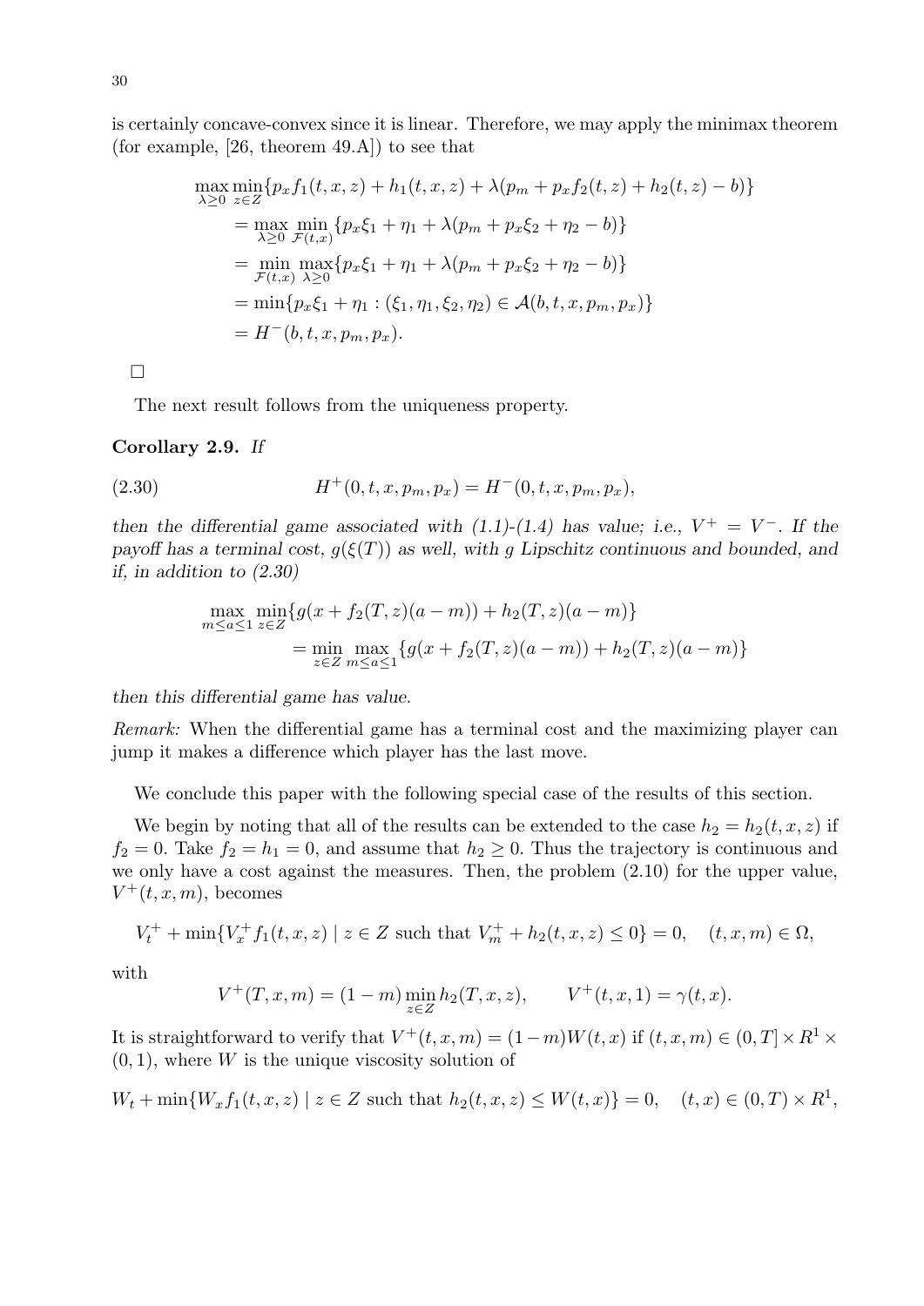is certainly concave-convex since it is linear. Therefore, we may apply the minimax theorem (for example, [26, theorem 49.A]) to see that

$$
\begin{aligned}
&\max_{\lambda\geq 0}\min_{z\in Z}\{p_x f_1(t,x,z)+h_1(t,x,z)+\lambda(p_m+p_x f_2(t,z)+h_2(t,z)-b)\}\\
&\quad=\max_{\lambda\geq 0}\min_{\mathcal{F}(t,x)}\{p_x\xi_1+\eta_1+\lambda(p_m+p_x\xi_2+\eta_2-b)\}\\
&\quad=\min_{\mathcal{F}(t,x)}\max_{\lambda\geq 0}\{p_x\xi_1+\eta_1+\lambda(p_m+p_x\xi_2+\eta_2-b)\}\\
&\quad=\min\{p_x\xi_1+\eta_1:(\xi_1,\eta_1,\xi_2,\eta_2)\in\mathcal{A}(b,t,x,p_m,p_x)\}\\
&\quad=H^-(b,t,x,p_m,p_x).
\end{aligned}
$$

□

The next result follows from the uniqueness property.

**Corollary 2.9.** *If*

$$
H^+(0,t,x,p_m,p_x)=H^-(0,t,x,p_m,p_x), \tag{2.30}
$$

*then the differential game associated with (1.1)-(1.4) has value; i.e., $V^+=V^-$. If the payoff has a terminal cost, $g(\xi(T))$ as well, with $g$ Lipschitz continuous and bounded, and if, in addition to (2.30)*

$$
\begin{aligned}
&\max_{m\leq a\leq 1}\min_{z\in Z}\{g(x+f_2(T,z)(a-m))+h_2(T,z)(a-m)\}\\
&\qquad=\min_{z\in Z}\max_{m\leq a\leq 1}\{g(x+f_2(T,z)(a-m))+h_2(T,z)(a-m)\}
\end{aligned}
$$

*then this differential game has value.*

*Remark:* When the differential game has a terminal cost and the maximizing player can jump it makes a difference which player has the last move.

We conclude this paper with the following special case of the results of this section.

We begin by noting that all of the results can be extended to the case $h_2=h_2(t,x,z)$ if $f_2=0$. Take $f_2=h_1=0$, and assume that $h_2\geq 0$. Thus the trajectory is continuous and we only have a cost against the measures. Then, the problem (2.10) for the upper value, $V^+(t,x,m)$, becomes

$$
V_t^+ + \min\{V_x^+ f_1(t,x,z)\mid z\in Z \text{ such that } V_m^+ + h_2(t,x,z)\leq 0\}=0,\quad (t,x,m)\in\Omega,
$$

with

$$
V^+(T,x,m)=(1-m)\min_{z\in Z}h_2(T,x,z),\qquad V^+(t,x,1)=\gamma(t,x).
$$

It is straightforward to verify that $V^+(t,x,m)=(1-m)W(t,x)$ if $(t,x,m)\in(0,T]\times R^1\times(0,1)$, where $W$ is the unique viscosity solution of

$$
W_t+\min\{W_x f_1(t,x,z)\mid z\in Z \text{ such that } h_2(t,x,z)\leq W(t,x)\}=0,\quad (t,x)\in(0,T)\times R^1,
$$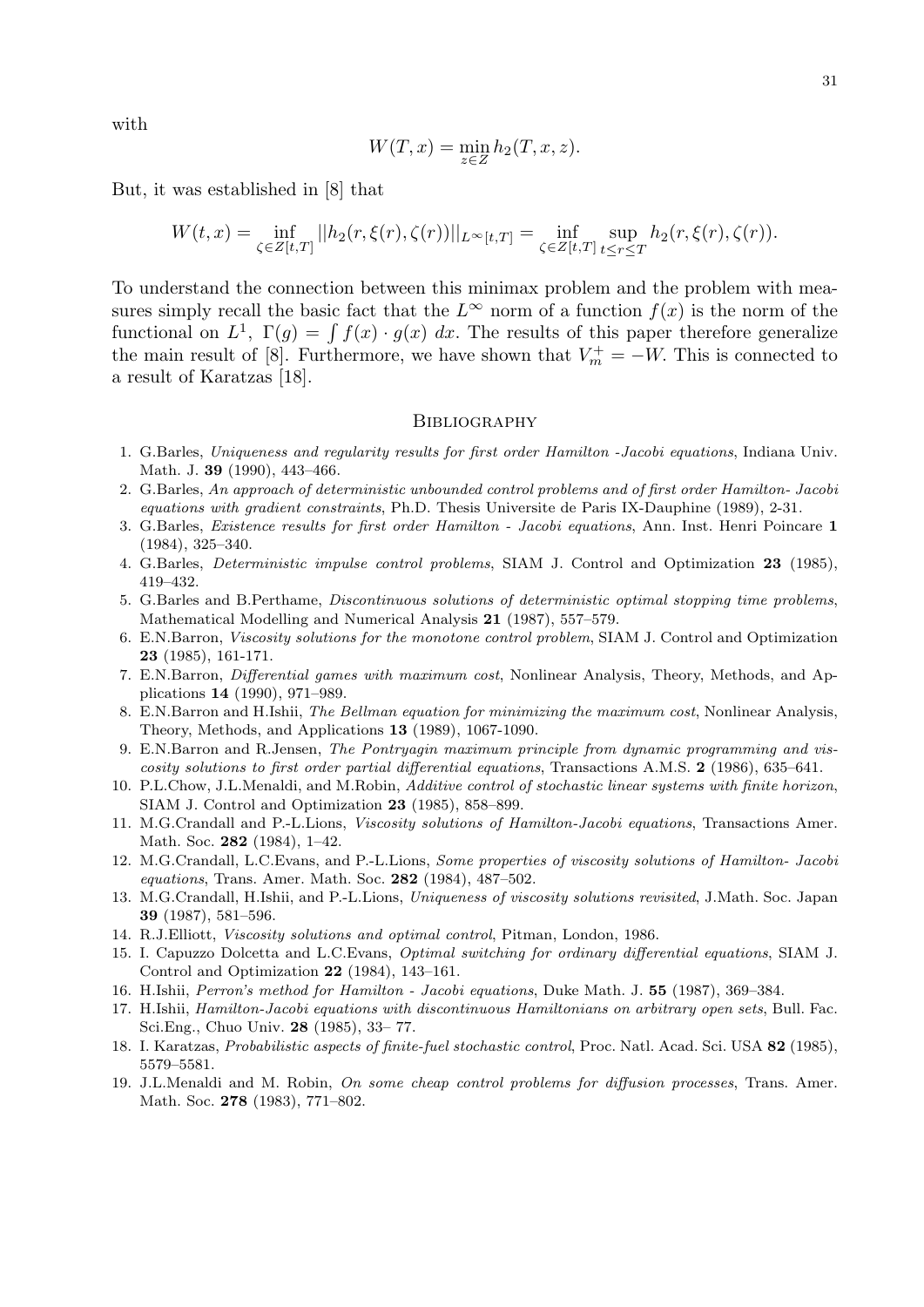with

$$W(T,x) = \min_{z \in Z} h_2(T,x,z).$$

But, it was established in [8] that

$$W(t,x) = \inf_{\zeta \in Z[t,T]} ||h_2(r,\xi(r),\zeta(r))||_{L^\infty[t,T]} = \inf_{\zeta \in Z[t,T]} \sup_{t \le r \le T} h_2(r,\xi(r),\zeta(r)).$$

To understand the connection between this minimax problem and the problem with measures simply recall the basic fact that the $L^\infty$ norm of a function $f(x)$ is the norm of the functional on $L^1$, $\Gamma(g) = \int f(x) \cdot g(x)\, dx$. The results of this paper therefore generalize the main result of [8]. Furthermore, we have shown that $V_m^+ = -W$. This is connected to a result of Karatzas [18].

## Bibliography

1. G.Barles, *Uniqueness and regularity results for first order Hamilton -Jacobi equations*, Indiana Univ. Math. J. **39** (1990), 443–466.
2. G.Barles, *An approach of deterministic unbounded control problems and of first order Hamilton- Jacobi equations with gradient constraints*, Ph.D. Thesis Universite de Paris IX-Dauphine (1989), 2-31.
3. G.Barles, *Existence results for first order Hamilton - Jacobi equations*, Ann. Inst. Henri Poincare **1** (1984), 325–340.
4. G.Barles, *Deterministic impulse control problems*, SIAM J. Control and Optimization **23** (1985), 419–432.
5. G.Barles and B.Perthame, *Discontinuous solutions of deterministic optimal stopping time problems*, Mathematical Modelling and Numerical Analysis **21** (1987), 557–579.
6. E.N.Barron, *Viscosity solutions for the monotone control problem*, SIAM J. Control and Optimization **23** (1985), 161-171.
7. E.N.Barron, *Differential games with maximum cost*, Nonlinear Analysis, Theory, Methods, and Applications **14** (1990), 971–989.
8. E.N.Barron and H.Ishii, *The Bellman equation for minimizing the maximum cost*, Nonlinear Analysis, Theory, Methods, and Applications **13** (1989), 1067-1090.
9. E.N.Barron and R.Jensen, *The Pontryagin maximum principle from dynamic programming and viscosity solutions to first order partial differential equations*, Transactions A.M.S. **2** (1986), 635–641.
10. P.L.Chow, J.L.Menaldi, and M.Robin, *Additive control of stochastic linear systems with finite horizon*, SIAM J. Control and Optimization **23** (1985), 858–899.
11. M.G.Crandall and P.-L.Lions, *Viscosity solutions of Hamilton-Jacobi equations*, Transactions Amer. Math. Soc. **282** (1984), 1–42.
12. M.G.Crandall, L.C.Evans, and P.-L.Lions, *Some properties of viscosity solutions of Hamilton- Jacobi equations*, Trans. Amer. Math. Soc. **282** (1984), 487–502.
13. M.G.Crandall, H.Ishii, and P.-L.Lions, *Uniqueness of viscosity solutions revisited*, J.Math. Soc. Japan **39** (1987), 581–596.
14. R.J.Elliott, *Viscosity solutions and optimal control*, Pitman, London, 1986.
15. I. Capuzzo Dolcetta and L.C.Evans, *Optimal switching for ordinary differential equations*, SIAM J. Control and Optimization **22** (1984), 143–161.
16. H.Ishii, *Perron's method for Hamilton - Jacobi equations*, Duke Math. J. **55** (1987), 369–384.
17. H.Ishii, *Hamilton-Jacobi equations with discontinuous Hamiltonians on arbitrary open sets*, Bull. Fac. Sci.Eng., Chuo Univ. **28** (1985), 33– 77.
18. I. Karatzas, *Probabilistic aspects of finite-fuel stochastic control*, Proc. Natl. Acad. Sci. USA **82** (1985), 5579–5581.
19. J.L.Menaldi and M. Robin, *On some cheap control problems for diffusion processes*, Trans. Amer. Math. Soc. **278** (1983), 771–802.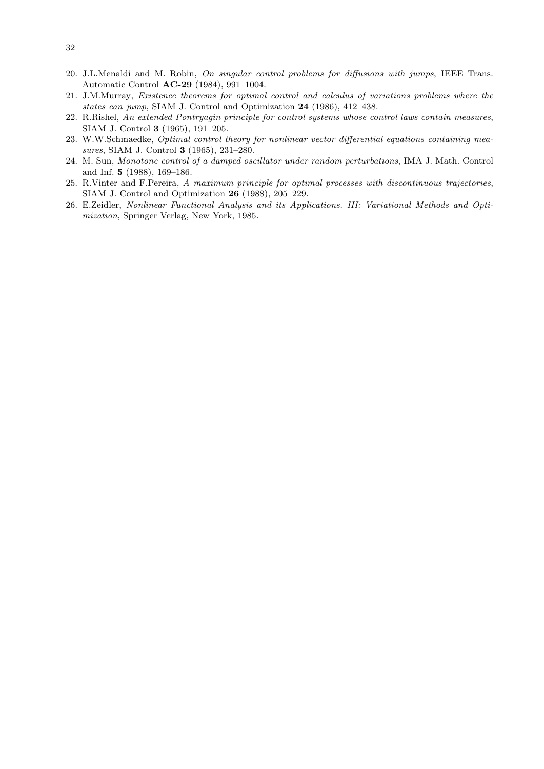20. J.L.Menaldi and M. Robin, *On singular control problems for diffusions with jumps*, IEEE Trans. Automatic Control **AC-29** (1984), 991–1004.
21. J.M.Murray, *Existence theorems for optimal control and calculus of variations problems where the states can jump*, SIAM J. Control and Optimization **24** (1986), 412–438.
22. R.Rishel, *An extended Pontryagin principle for control systems whose control laws contain measures*, SIAM J. Control **3** (1965), 191–205.
23. W.W.Schmaedke, *Optimal control theory for nonlinear vector differential equations containing measures*, SIAM J. Control **3** (1965), 231–280.
24. M. Sun, *Monotone control of a damped oscillator under random perturbations*, IMA J. Math. Control and Inf. **5** (1988), 169–186.
25. R.Vinter and F.Pereira, *A maximum principle for optimal processes with discontinuous trajectories*, SIAM J. Control and Optimization **26** (1988), 205–229.
26. E.Zeidler, *Nonlinear Functional Analysis and its Applications. III: Variational Methods and Optimization*, Springer Verlag, New York, 1985.